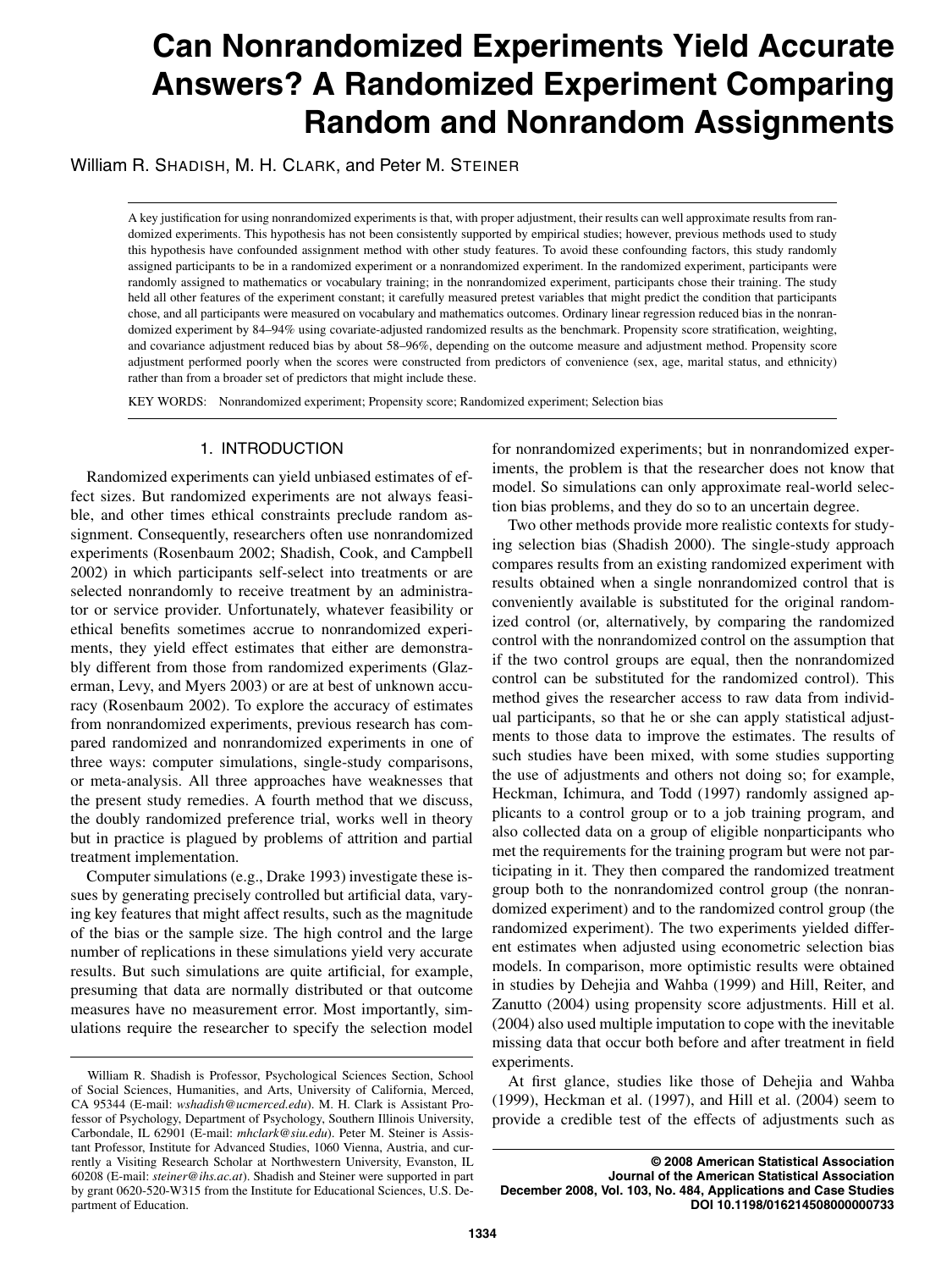# Can Nonrandomized Experiments Yield Accurate Answers? A Randomized Experiment Comparing Random and Nonrandom Assignments

William R. SHADISH, M. H. CLARK, and Peter M. STEINER

A key justification for using nonrandomized experiments is that, with proper adjustment, their results can well approximate results from randomized experiments. This hypothesis has not been consistently supported by empirical studies; however, previous methods used to study this hypothesis have confounded assignment method with other study features. To avoid these confounding factors, this study randomly assigned participants to be in a randomized experiment or a nonrandomized experiment. In the randomized experiment, participants were randomly assigned to mathematics or vocabulary training; in the nonrandomized experiment, participants chose their training. The study held all other features of the experiment constant; it carefully measured pretest variables that might predict the condition that participants chose, and all participants were measured on vocabulary and mathematics outcomes. Ordinary linear regression reduced bias in the nonrandomized experiment by 84–94% using covariate-adjusted randomized results as the benchmark. Propensity score stratification, weighting, and covariance adjustment reduced bias by about 58–96%, depending on the outcome measure and adjustment method. Propensity score adjustment performed poorly when the scores were constructed from predictors of convenience (sex, age, marital status, and ethnicity) rather than from a broader set of predictors that might include these.

KEY WORDS: Nonrandomized experiment; Propensity score; Randomized experiment; Selection bias

## 1. INTRODUCTION

Randomized experiments can yield unbiased estimates of effect sizes. But randomized experiments are not always feasible, and other times ethical constraints preclude random assignment. Consequently, researchers often use nonrandomized experiments (Rosenbaum 2002; Shadish, Cook, and Campbell 2002) in which participants self-select into treatments or are selected nonrandomly to receive treatment by an administrator or service provider. Unfortunately, whatever feasibility or ethical benefits sometimes accrue to nonrandomized experiments, they yield effect estimates that either are demonstrably different from those from randomized experiments (Glazerman, Levy, and Myers 2003) or are at best of unknown accuracy (Rosenbaum 2002). To explore the accuracy of estimates from nonrandomized experiments, previous research has compared randomized and nonrandomized experiments in one of three ways: computer simulations, single-study comparisons, or meta-analysis. All three approaches have weaknesses that the present study remedies. A fourth method that we discuss, the doubly randomized preference trial, works well in theory but in practice is plagued by problems of attrition and partial treatment implementation.

Computer simulations (e.g., Drake 1993) investigate these issues by generating precisely controlled but artificial data, varying key features that might affect results, such as the magnitude of the bias or the sample size. The high control and the large number of replications in these simulations yield very accurate results. But such simulations are quite artificial, for example, presuming that data are normally distributed or that outcome measures have no measurement error. Most importantly, simulations require the researcher to specify the selection model for nonrandomized experiments; but in nonrandomized experiments, the problem is that the researcher does not know that model. So simulations can only approximate real-world selection bias problems, and they do so to an uncertain degree.

Two other methods provide more realistic contexts for studying selection bias (Shadish 2000). The single-study approach compares results from an existing randomized experiment with results obtained when a single nonrandomized control that is conveniently available is substituted for the original randomized control (or, alternatively, by comparing the randomized control with the nonrandomized control on the assumption that if the two control groups are equal, then the nonrandomized control can be substituted for the randomized control). This method gives the researcher access to raw data from individual participants, so that he or she can apply statistical adjustments to those data to improve the estimates. The results of such studies have been mixed, with some studies supporting the use of adjustments and others not doing so; for example, Heckman, Ichimura, and Todd (1997) randomly assigned applicants to a control group or to a job training program, and also collected data on a group of eligible nonparticipants who met the requirements for the training program but were not participating in it. They then compared the randomized treatment group both to the nonrandomized control group (the nonrandomized experiment) and to the randomized control group (the randomized experiment). The two experiments yielded different estimates when adjusted using econometric selection bias models. In comparison, more optimistic results were obtained in studies by Dehejia and Wahba (1999) and Hill, Reiter, and Zanutto (2004) using propensity score adjustments. Hill et al. (2004) also used multiple imputation to cope with the inevitable missing data that occur both before and after treatment in field experiments.

At first glance, studies like those of Dehejia and Wahba (1999), Heckman et al. (1997), and Hill et al. (2004) seem to provide a credible test of the effects of adjustments such as

William R. Shadish is Professor, Psychological Sciences Section, School of Social Sciences, Humanities, and Arts, University of California, Merced, CA 95344 (E-mail: *wshadish@ucmerced.edu*). M. H. Clark is Assistant Professor of Psychology, Department of Psychology, Southern Illinois University, Carbondale, IL 62901 (E-mail: *mhclark@siu.edu*). Peter M. Steiner is Assistant Professor, Institute for Advanced Studies, 1060 Vienna, Austria, and currently a Visiting Research Scholar at Northwestern University, Evanston, IL 60208 (E-mail: *steiner@ihs.ac.at*). Shadish and Steiner were supported in part by grant 0620-520-W315 from the Institute for Educational Sciences, U.S. Department of Education.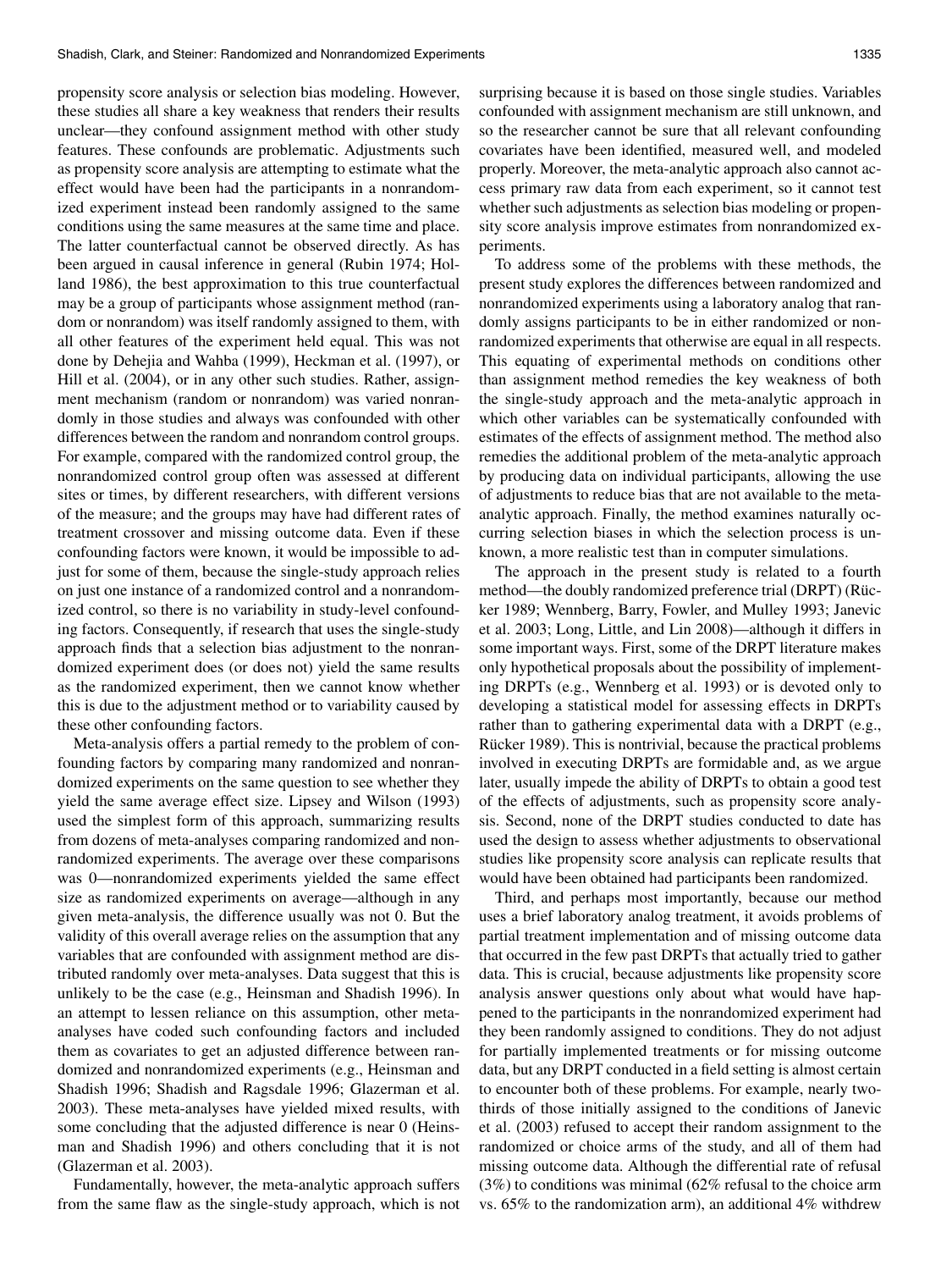propensity score analysis or selection bias modeling. However, these studies all share a key weakness that renders their results unclear—they confound assignment method with other study features. These confounds are problematic. Adjustments such as propensity score analysis are attempting to estimate what the effect would have been had the participants in a nonrandomized experiment instead been randomly assigned to the same conditions using the same measures at the same time and place. The latter counterfactual cannot be observed directly. As has been argued in causal inference in general (Rubin 1974; Holland 1986), the best approximation to this true counterfactual may be a group of participants whose assignment method (random or nonrandom) was itself randomly assigned to them, with all other features of the experiment held equal. This was not done by Dehejia and Wahba (1999), Heckman et al. (1997), or Hill et al. (2004), or in any other such studies. Rather, assignment mechanism (random or nonrandom) was varied nonrandomly in those studies and always was confounded with other differences between the random and nonrandom control groups. For example, compared with the randomized control group, the nonrandomized control group often was assessed at different sites or times, by different researchers, with different versions of the measure; and the groups may have had different rates of treatment crossover and missing outcome data. Even if these confounding factors were known, it would be impossible to adjust for some of them, because the single-study approach relies on just one instance of a randomized control and a nonrandomized control, so there is no variability in study-level confounding factors. Consequently, if research that uses the single-study approach finds that a selection bias adjustment to the nonrandomized experiment does (or does not) yield the same results as the randomized experiment, then we cannot know whether this is due to the adjustment method or to variability caused by these other confounding factors.

Meta-analysis offers a partial remedy to the problem of confounding factors by comparing many randomized and nonrandomized experiments on the same question to see whether they yield the same average effect size. Lipsey and Wilson (1993) used the simplest form of this approach, summarizing results from dozens of meta-analyses comparing randomized and nonrandomized experiments. The average over these comparisons was 0—nonrandomized experiments yielded the same effect size as randomized experiments on average—although in any given meta-analysis, the difference usually was not 0. But the validity of this overall average relies on the assumption that any variables that are confounded with assignment method are distributed randomly over meta-analyses. Data suggest that this is unlikely to be the case (e.g., Heinsman and Shadish 1996). In an attempt to lessen reliance on this assumption, other meta-analyses have coded such confounding factors and included them as covariates to get an adjusted difference between randomized and nonrandomized experiments (e.g., Heinsman and Shadish 1996; Shadish and Ragsdale 1996; Glazerman et al. 2003). These meta-analyses have yielded mixed results, with some concluding that the adjusted difference is near 0 (Heinsman and Shadish 1996) and others concluding that it is not (Glazerman et al. 2003).

Fundamentally, however, the meta-analytic approach suffers from the same flaw as the single-study approach, which is not surprising because it is based on those single studies. Variables confounded with assignment mechanism are still unknown, and so the researcher cannot be sure that all relevant confounding covariates have been identified, measured well, and modeled properly. Moreover, the meta-analytic approach also cannot access primary raw data from each experiment, so it cannot test whether such adjustments as selection bias modeling or propensity score analysis improve estimates from nonrandomized experiments.

To address some of the problems with these methods, the present study explores the differences between randomized and nonrandomized experiments using a laboratory analog that randomly assigns participants to be in either randomized or nonrandomized experiments that otherwise are equal in all respects. This equating of experimental methods on conditions other than assignment method remedies the key weakness of both the single-study approach and the meta-analytic approach in which other variables can be systematically confounded with estimates of the effects of assignment method. The method also remedies the additional problem of the meta-analytic approach by producing data on individual participants, allowing the use of adjustments to reduce bias that are not available to the meta-analytic approach. Finally, the method examines naturally occurring selection biases in which the selection process is unknown, a more realistic test than in computer simulations.

The approach in the present study is related to a fourth method—the doubly randomized preference trial (DRPT) (Rücker 1989; Wennberg, Barry, Fowler, and Mulley 1993; Janevic et al. 2003; Long, Little, and Lin 2008)—although it differs in some important ways. First, some of the DRPT literature makes only hypothetical proposals about the possibility of implementing DRPTs (e.g., Wennberg et al. 1993) or is devoted only to developing a statistical model for assessing effects in DRPTs rather than to gathering experimental data with a DRPT (e.g., Rücker 1989). This is nontrivial, because the practical problems involved in executing DRPTs are formidable and, as we argue later, usually impede the ability of DRPTs to obtain a good test of the effects of adjustments, such as propensity score analysis. Second, none of the DRPT studies conducted to date has used the design to assess whether adjustments to observational studies like propensity score analysis can replicate results that would have been obtained had participants been randomized.

Third, and perhaps most importantly, because our method uses a brief laboratory analog treatment, it avoids problems of partial treatment implementation and of missing outcome data that occurred in the few past DRPTs that actually tried to gather data. This is crucial, because adjustments like propensity score analysis answer questions only about what would have happened to the participants in the nonrandomized experiment had they been randomly assigned to conditions. They do not adjust for partially implemented treatments or for missing outcome data, but any DRPT conducted in a field setting is almost certain to encounter both of these problems. For example, nearly two-thirds of those initially assigned to the conditions of Janevic et al. (2003) refused to accept their random assignment to the randomized or choice arms of the study, and all of them had missing outcome data. Although the differential rate of refusal (3%) to conditions was minimal (62% refusal to the choice arm vs. 65% to the randomization arm), an additional 4% withdrew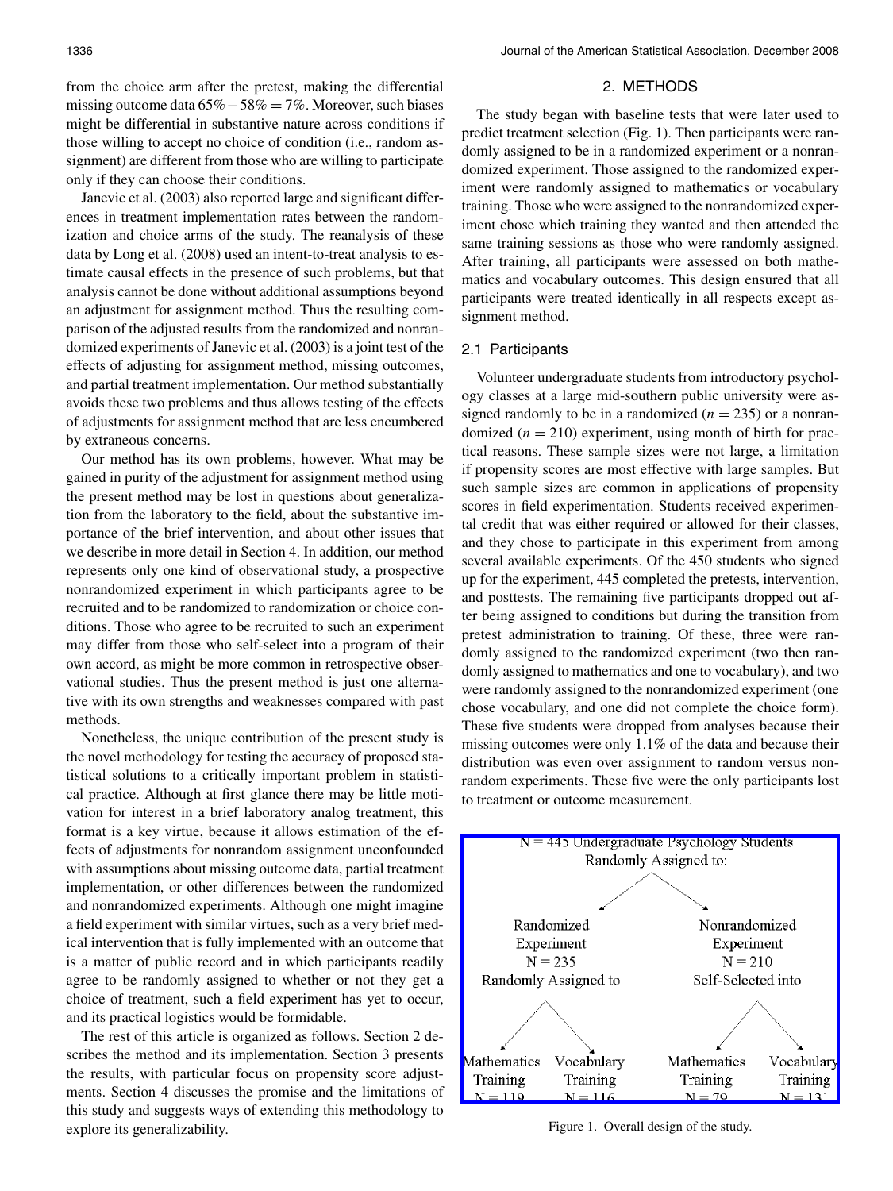from the choice arm after the pretest, making the differential missing outcome data $65\% - 58\% = 7\%$. Moreover, such biases might be differential in substantive nature across conditions if those willing to accept no choice of condition (i.e., random assignment) are different from those who are willing to participate only if they can choose their conditions.

Janevic et al. (2003) also reported large and significant differences in treatment implementation rates between the randomization and choice arms of the study. The reanalysis of these data by Long et al. (2008) used an intent-to-treat analysis to estimate causal effects in the presence of such problems, but that analysis cannot be done without additional assumptions beyond an adjustment for assignment method. Thus the resulting comparison of the adjusted results from the randomized and nonrandomized experiments of Janevic et al. (2003) is a joint test of the effects of adjusting for assignment method, missing outcomes, and partial treatment implementation. Our method substantially avoids these two problems and thus allows testing of the effects of adjustments for assignment method that are less encumbered by extraneous concerns.

Our method has its own problems, however. What may be gained in purity of the adjustment for assignment method using the present method may be lost in questions about generalization from the laboratory to the field, about the substantive importance of the brief intervention, and about other issues that we describe in more detail in Section 4. In addition, our method represents only one kind of observational study, a prospective nonrandomized experiment in which participants agree to be recruited and to be randomized to randomization or choice conditions. Those who agree to be recruited to such an experiment may differ from those who self-select into a program of their own accord, as might be more common in retrospective observational studies. Thus the present method is just one alternative with its own strengths and weaknesses compared with past methods.

Nonetheless, the unique contribution of the present study is the novel methodology for testing the accuracy of proposed statistical solutions to a critically important problem in statistical practice. Although at first glance there may be little motivation for interest in a brief laboratory analog treatment, this format is a key virtue, because it allows estimation of the effects of adjustments for nonrandom assignment unconfounded with assumptions about missing outcome data, partial treatment implementation, or other differences between the randomized and nonrandomized experiments. Although one might imagine a field experiment with similar virtues, such as a very brief medical intervention that is fully implemented with an outcome that is a matter of public record and in which participants readily agree to be randomly assigned to whether or not they get a choice of treatment, such a field experiment has yet to occur, and its practical logistics would be formidable.

The rest of this article is organized as follows. Section 2 describes the method and its implementation. Section 3 presents the results, with particular focus on propensity score adjustments. Section 4 discusses the promise and the limitations of this study and suggests ways of extending this methodology to explore its generalizability.

## 2. METHODS

The study began with baseline tests that were later used to predict treatment selection (Fig. 1). Then participants were randomly assigned to be in a randomized experiment or a nonrandomized experiment. Those assigned to the randomized experiment were randomly assigned to mathematics or vocabulary training. Those who were assigned to the nonrandomized experiment chose which training they wanted and then attended the same training sessions as those who were randomly assigned. After training, all participants were assessed on both mathematics and vocabulary outcomes. This design ensured that all participants were treated identically in all respects except assignment method.

### 2.1 Participants

Volunteer undergraduate students from introductory psychology classes at a large mid-southern public university were assigned randomly to be in a randomized ($n = 235$) or a nonrandomized ($n = 210$) experiment, using month of birth for practical reasons. These sample sizes were not large, a limitation if propensity scores are most effective with large samples. But such sample sizes are common in applications of propensity scores in field experimentation. Students received experimental credit that was either required or allowed for their classes, and they chose to participate in this experiment from among several available experiments. Of the 450 students who signed up for the experiment, 445 completed the pretests, intervention, and posttests. The remaining five participants dropped out after being assigned to conditions but during the transition from pretest administration to training. Of these, three were randomly assigned to the randomized experiment (two then randomly assigned to mathematics and one to vocabulary), and two were randomly assigned to the nonrandomized experiment (one chose vocabulary, and one did not complete the choice form). These five students were dropped from analyses because their missing outcomes were only 1.1% of the data and because their distribution was even over assignment to random versus nonrandom experiments. These five were the only participants lost to treatment or outcome measurement.

N = 445 Undergraduate Psychology Students
Randomly Assigned to:

Randomized Experiment
N = 235
Randomly Assigned to

Nonrandomized Experiment
N = 210
Self-Selected into

Mathematics Training
N = 119

Vocabulary Training
N = 116

Mathematics Training
N = 79

Vocabulary Training
N = 131

Figure 1. Overall design of the study.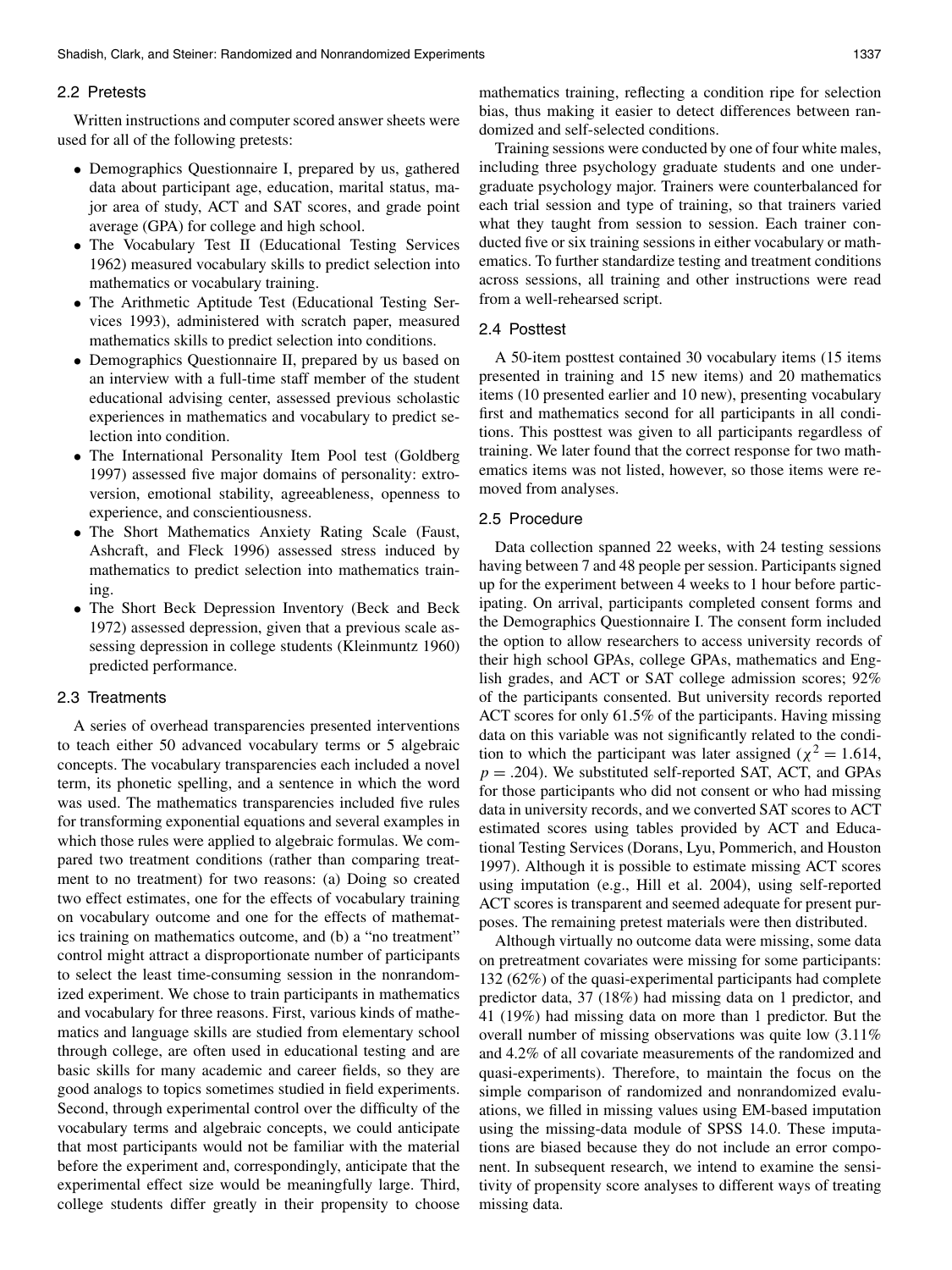## 2.2 Pretests

Written instructions and computer scored answer sheets were used for all of the following pretests:

- Demographics Questionnaire I, prepared by us, gathered data about participant age, education, marital status, major area of study, ACT and SAT scores, and grade point average (GPA) for college and high school.
- The Vocabulary Test II (Educational Testing Services 1962) measured vocabulary skills to predict selection into mathematics or vocabulary training.
- The Arithmetic Aptitude Test (Educational Testing Services 1993), administered with scratch paper, measured mathematics skills to predict selection into conditions.
- Demographics Questionnaire II, prepared by us based on an interview with a full-time staff member of the student educational advising center, assessed previous scholastic experiences in mathematics and vocabulary to predict selection into condition.
- The International Personality Item Pool test (Goldberg 1997) assessed five major domains of personality: extroversion, emotional stability, agreeableness, openness to experience, and conscientiousness.
- The Short Mathematics Anxiety Rating Scale (Faust, Ashcraft, and Fleck 1996) assessed stress induced by mathematics to predict selection into mathematics training.
- The Short Beck Depression Inventory (Beck and Beck 1972) assessed depression, given that a previous scale assessing depression in college students (Kleinmuntz 1960) predicted performance.

## 2.3 Treatments

A series of overhead transparencies presented interventions to teach either 50 advanced vocabulary terms or 5 algebraic concepts. The vocabulary transparencies each included a novel term, its phonetic spelling, and a sentence in which the word was used. The mathematics transparencies included five rules for transforming exponential equations and several examples in which those rules were applied to algebraic formulas. We compared two treatment conditions (rather than comparing treatment to no treatment) for two reasons: (a) Doing so created two effect estimates, one for the effects of vocabulary training on vocabulary outcome and one for the effects of mathematics training on mathematics outcome, and (b) a "no treatment" control might attract a disproportionate number of participants to select the least time-consuming session in the nonrandomized experiment. We chose to train participants in mathematics and vocabulary for three reasons. First, various kinds of mathematics and language skills are studied from elementary school through college, are often used in educational testing and are basic skills for many academic and career fields, so they are good analogs to topics sometimes studied in field experiments. Second, through experimental control over the difficulty of the vocabulary terms and algebraic concepts, we could anticipate that most participants would not be familiar with the material before the experiment and, correspondingly, anticipate that the experimental effect size would be meaningfully large. Third, college students differ greatly in their propensity to choose mathematics training, reflecting a condition ripe for selection bias, thus making it easier to detect differences between randomized and self-selected conditions.

Training sessions were conducted by one of four white males, including three psychology graduate students and one undergraduate psychology major. Trainers were counterbalanced for each trial session and type of training, so that trainers varied what they taught from session to session. Each trainer conducted five or six training sessions in either vocabulary or mathematics. To further standardize testing and treatment conditions across sessions, all training and other instructions were read from a well-rehearsed script.

## 2.4 Posttest

A 50-item posttest contained 30 vocabulary items (15 items presented in training and 15 new items) and 20 mathematics items (10 presented earlier and 10 new), presenting vocabulary first and mathematics second for all participants in all conditions. This posttest was given to all participants regardless of training. We later found that the correct response for two mathematics items was not listed, however, so those items were removed from analyses.

## 2.5 Procedure

Data collection spanned 22 weeks, with 24 testing sessions having between 7 and 48 people per session. Participants signed up for the experiment between 4 weeks to 1 hour before participating. On arrival, participants completed consent forms and the Demographics Questionnaire I. The consent form included the option to allow researchers to access university records of their high school GPAs, college GPAs, mathematics and English grades, and ACT or SAT college admission scores; 92% of the participants consented. But university records reported ACT scores for only 61.5% of the participants. Having missing data on this variable was not significantly related to the condition to which the participant was later assigned ($\chi^2 = 1.614$, $p = .204$). We substituted self-reported SAT, ACT, and GPAs for those participants who did not consent or who had missing data in university records, and we converted SAT scores to ACT estimated scores using tables provided by ACT and Educational Testing Services (Dorans, Lyu, Pommerich, and Houston 1997). Although it is possible to estimate missing ACT scores using imputation (e.g., Hill et al. 2004), using self-reported ACT scores is transparent and seemed adequate for present purposes. The remaining pretest materials were then distributed.

Although virtually no outcome data were missing, some data on pretreatment covariates were missing for some participants: 132 (62%) of the quasi-experimental participants had complete predictor data, 37 (18%) had missing data on 1 predictor, and 41 (19%) had missing data on more than 1 predictor. But the overall number of missing observations was quite low (3.11% and 4.2% of all covariate measurements of the randomized and quasi-experiments). Therefore, to maintain the focus on the simple comparison of randomized and nonrandomized evaluations, we filled in missing values using EM-based imputation using the missing-data module of SPSS 14.0. These imputations are biased because they do not include an error component. In subsequent research, we intend to examine the sensitivity of propensity score analyses to different ways of treating missing data.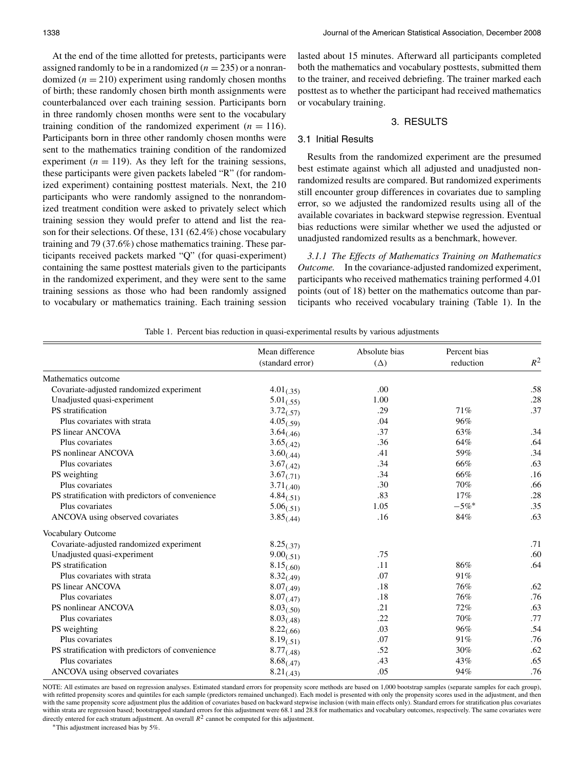At the end of the time allotted for pretests, participants were assigned randomly to be in a randomized ($n = 235$) or a nonrandomized ($n = 210$) experiment using randomly chosen months of birth; these randomly chosen birth month assignments were counterbalanced over each training session. Participants born in three randomly chosen months were sent to the vocabulary training condition of the randomized experiment ($n = 116$). Participants born in three other randomly chosen months were sent to the mathematics training condition of the randomized experiment ($n = 119$). As they left for the training sessions, these participants were given packets labeled "R" (for randomized experiment) containing posttest materials. Next, the 210 participants who were randomly assigned to the nonrandomized treatment condition were asked to privately select which training session they would prefer to attend and list the reason for their selections. Of these, 131 (62.4%) chose vocabulary training and 79 (37.6%) chose mathematics training. These participants received packets marked "Q" (for quasi-experiment) containing the same posttest materials given to the participants in the randomized experiment, and they were sent to the same training sessions as those who had been randomly assigned to vocabulary or mathematics training. Each training session lasted about 15 minutes. Afterward all participants completed both the mathematics and vocabulary posttests, submitted them to the trainer, and received debriefing. The trainer marked each posttest as to whether the participant had received mathematics or vocabulary training.

## 3. RESULTS

### 3.1 Initial Results

Results from the randomized experiment are the presumed best estimate against which all adjusted and unadjusted nonrandomized results are compared. But randomized experiments still encounter group differences in covariates due to sampling error, so we adjusted the randomized results using all of the available covariates in backward stepwise regression. Eventual bias reductions were similar whether we used the adjusted or unadjusted randomized results as a benchmark, however.

*3.1.1 The Effects of Mathematics Training on Mathematics Outcome.* In the covariance-adjusted randomized experiment, participants who received mathematics training performed 4.01 points (out of 18) better on the mathematics outcome than participants who received vocabulary training (Table 1). In the

Table 1. Percent bias reduction in quasi-experimental results by various adjustments

| | Mean difference (standard error) | Absolute bias ($\Delta$) | Percent bias reduction | $R^2$ |
|---|---|---|---|---|
| Mathematics outcome | | | | |
| Covariate-adjusted randomized experiment | $4.01_{(.35)}$ | .00 | | .58 |
| Unadjusted quasi-experiment | $5.01_{(.55)}$ | 1.00 | | .28 |
| PS stratification | $3.72_{(.57)}$ | .29 | 71% | .37 |
| Plus covariates with strata | $4.05_{(.59)}$ | .04 | 96% | |
| PS linear ANCOVA | $3.64_{(.46)}$ | .37 | 63% | .34 |
| Plus covariates | $3.65_{(.42)}$ | .36 | 64% | .64 |
| PS nonlinear ANCOVA | $3.60_{(.44)}$ | .41 | 59% | .34 |
| Plus covariates | $3.67_{(.42)}$ | .34 | 66% | .63 |
| PS weighting | $3.67_{(.71)}$ | .34 | 66% | .16 |
| Plus covariates | $3.71_{(.40)}$ | .30 | 70% | .66 |
| PS stratification with predictors of convenience | $4.84_{(.51)}$ | .83 | 17% | .28 |
| Plus covariates | $5.06_{(.51)}$ | 1.05 | −5%* | .35 |
| ANCOVA using observed covariates | $3.85_{(.44)}$ | .16 | 84% | .63 |
| Vocabulary Outcome | | | | |
| Covariate-adjusted randomized experiment | $8.25_{(.37)}$ | | | .71 |
| Unadjusted quasi-experiment | $9.00_{(.51)}$ | .75 | | .60 |
| PS stratification | $8.15_{(.60)}$ | .11 | 86% | .64 |
| Plus covariates with strata | $8.32_{(.49)}$ | .07 | 91% | |
| PS linear ANCOVA | $8.07_{(.49)}$ | .18 | 76% | .62 |
| Plus covariates | $8.07_{(.47)}$ | .18 | 76% | .76 |
| PS nonlinear ANCOVA | $8.03_{(.50)}$ | .21 | 72% | .63 |
| Plus covariates | $8.03_{(.48)}$ | .22 | 70% | .77 |
| PS weighting | $8.22_{(.66)}$ | .03 | 96% | .54 |
| Plus covariates | $8.19_{(.51)}$ | .07 | 91% | .76 |
| PS stratification with predictors of convenience | $8.77_{(.48)}$ | .52 | 30% | .62 |
| Plus covariates | $8.68_{(.47)}$ | .43 | 43% | .65 |
| ANCOVA using observed covariates | $8.21_{(.43)}$ | .05 | 94% | .76 |

NOTE: All estimates are based on regression analyses. Estimated standard errors for propensity score methods are based on 1,000 bootstrap samples (separate samples for each group), with refitted propensity scores and quintiles for each sample (predictors remained unchanged). Each model is presented with only the propensity scores used in the adjustment, and then with the same propensity score adjustment plus the addition of covariates based on backward stepwise inclusion (with main effects only). Standard errors for stratification plus covariates within strata are regression based; bootstrapped standard errors for this adjustment were 68.1 and 28.8 for mathematics and vocabulary outcomes, respectively. The same covariates were directly entered for each stratum adjustment. An overall $R^2$ cannot be computed for this adjustment.

*This adjustment increased bias by 5%.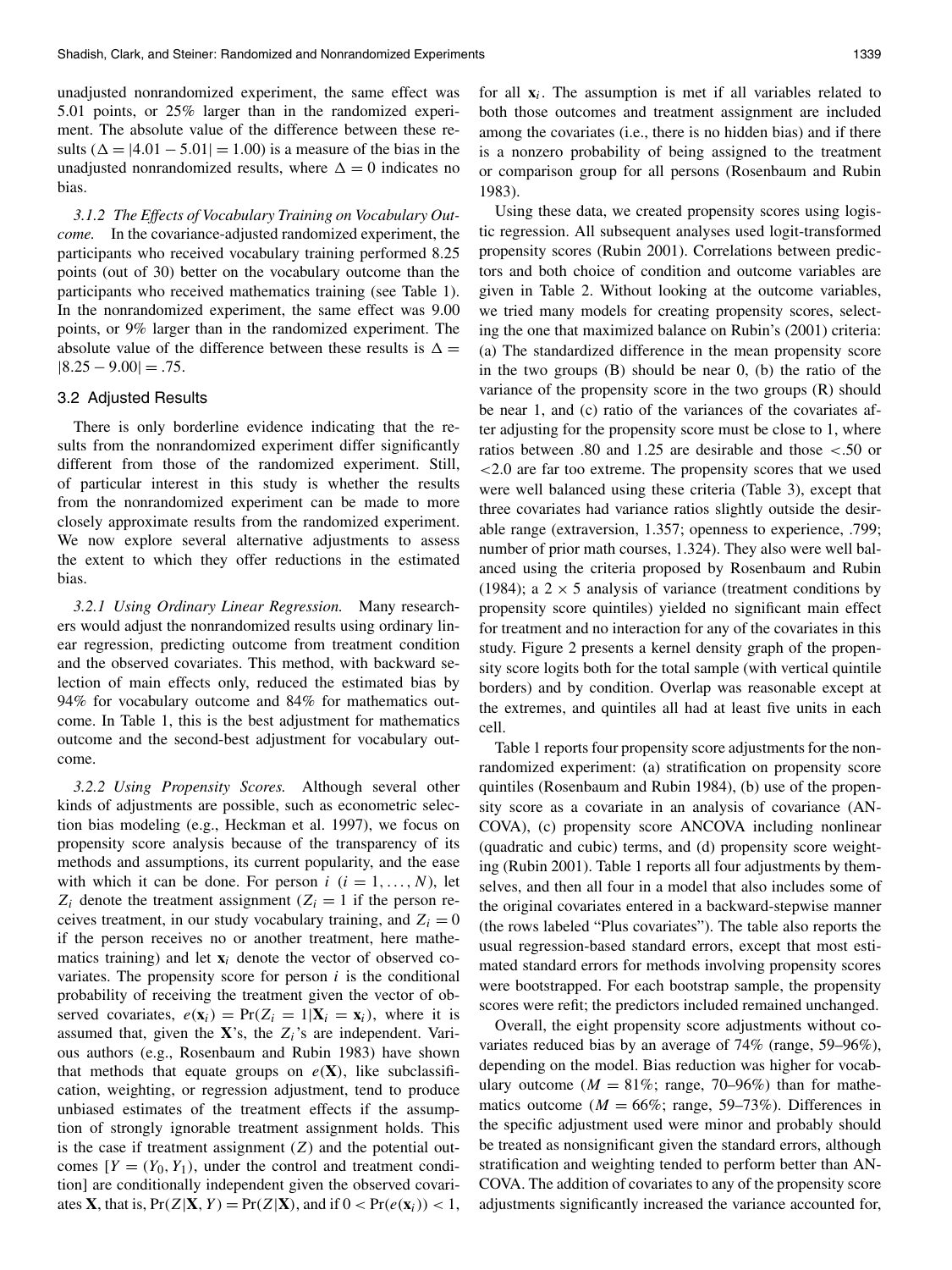unadjusted nonrandomized experiment, the same effect was 5.01 points, or 25% larger than in the randomized experiment. The absolute value of the difference between these results ($\Delta = |4.01 - 5.01| = 1.00$) is a measure of the bias in the unadjusted nonrandomized results, where $\Delta = 0$ indicates no bias.

*3.1.2 The Effects of Vocabulary Training on Vocabulary Outcome.* In the covariance-adjusted randomized experiment, the participants who received vocabulary training performed 8.25 points (out of 30) better on the vocabulary outcome than the participants who received mathematics training (see Table 1). In the nonrandomized experiment, the same effect was 9.00 points, or 9% larger than in the randomized experiment. The absolute value of the difference between these results is $\Delta = |8.25 - 9.00| = .75$.

### 3.2 Adjusted Results

There is only borderline evidence indicating that the results from the nonrandomized experiment differ significantly different from those of the randomized experiment. Still, of particular interest in this study is whether the results from the nonrandomized experiment can be made to more closely approximate results from the randomized experiment. We now explore several alternative adjustments to assess the extent to which they offer reductions in the estimated bias.

*3.2.1 Using Ordinary Linear Regression.* Many researchers would adjust the nonrandomized results using ordinary linear regression, predicting outcome from treatment condition and the observed covariates. This method, with backward selection of main effects only, reduced the estimated bias by 94% for vocabulary outcome and 84% for mathematics outcome. In Table 1, this is the best adjustment for mathematics outcome and the second-best adjustment for vocabulary outcome.

*3.2.2 Using Propensity Scores.* Although several other kinds of adjustments are possible, such as econometric selection bias modeling (e.g., Heckman et al. 1997), we focus on propensity score analysis because of the transparency of its methods and assumptions, its current popularity, and the ease with which it can be done. For person $i$ ($i = 1, \ldots, N$), let $Z_i$ denote the treatment assignment ($Z_i = 1$ if the person receives treatment, in our study vocabulary training, and $Z_i = 0$ if the person receives no or another treatment, here mathematics training) and let $\mathbf{x}_i$ denote the vector of observed covariates. The propensity score for person $i$ is the conditional probability of receiving the treatment given the vector of observed covariates, $e(\mathbf{x}_i) = \Pr(Z_i = 1|\mathbf{X}_i = \mathbf{x}_i)$, where it is assumed that, given the $\mathbf{X}$'s, the $Z_i$'s are independent. Various authors (e.g., Rosenbaum and Rubin 1983) have shown that methods that equate groups on $e(\mathbf{X})$, like subclassification, weighting, or regression adjustment, tend to produce unbiased estimates of the treatment effects if the assumption of strongly ignorable treatment assignment holds. This is the case if treatment assignment ($Z$) and the potential outcomes [$Y = (Y_0, Y_1)$, under the control and treatment condition] are conditionally independent given the observed covariates $\mathbf{X}$, that is, $\Pr(Z|\mathbf{X}, Y) = \Pr(Z|\mathbf{X})$, and if $0 < \Pr(e(\mathbf{x}_i)) < 1$, for all $\mathbf{x}_i$. The assumption is met if all variables related to both those outcomes and treatment assignment are included among the covariates (i.e., there is no hidden bias) and if there is a nonzero probability of being assigned to the treatment or comparison group for all persons (Rosenbaum and Rubin 1983).

Using these data, we created propensity scores using logistic regression. All subsequent analyses used logit-transformed propensity scores (Rubin 2001). Correlations between predictors and both choice of condition and outcome variables are given in Table 2. Without looking at the outcome variables, we tried many models for creating propensity scores, selecting the one that maximized balance on Rubin's (2001) criteria: (a) The standardized difference in the mean propensity score in the two groups (B) should be near 0, (b) the ratio of the variance of the propensity score in the two groups (R) should be near 1, and (c) ratio of the variances of the covariates after adjusting for the propensity score must be close to 1, where ratios between .80 and 1.25 are desirable and those $<.50$ or $<2.0$ are far too extreme. The propensity scores that we used were well balanced using these criteria (Table 3), except that three covariates had variance ratios slightly outside the desirable range (extraversion, 1.357; openness to experience, .799; number of prior math courses, 1.324). They also were well balanced using the criteria proposed by Rosenbaum and Rubin (1984); a $2 \times 5$ analysis of variance (treatment conditions by propensity score quintiles) yielded no significant main effect for treatment and no interaction for any of the covariates in this study. Figure 2 presents a kernel density graph of the propensity score logits both for the total sample (with vertical quintile borders) and by condition. Overlap was reasonable except at the extremes, and quintiles all had at least five units in each cell.

Table 1 reports four propensity score adjustments for the nonrandomized experiment: (a) stratification on propensity score quintiles (Rosenbaum and Rubin 1984), (b) use of the propensity score as a covariate in an analysis of covariance (ANCOVA), (c) propensity score ANCOVA including nonlinear (quadratic and cubic) terms, and (d) propensity score weighting (Rubin 2001). Table 1 reports all four adjustments by themselves, and then all four in a model that also includes some of the original covariates entered in a backward-stepwise manner (the rows labeled "Plus covariates"). The table also reports the usual regression-based standard errors, except that most estimated standard errors for methods involving propensity scores were bootstrapped. For each bootstrap sample, the propensity scores were refit; the predictors included remained unchanged.

Overall, the eight propensity score adjustments without covariates reduced bias by an average of 74% (range, 59–96%), depending on the model. Bias reduction was higher for vocabulary outcome ($M = 81\%$; range, 70–96%) than for mathematics outcome ($M = 66\%$; range, 59–73%). Differences in the specific adjustment used were minor and probably should be treated as nonsignificant given the standard errors, although stratification and weighting tended to perform better than ANCOVA. The addition of covariates to any of the propensity score adjustments significantly increased the variance accounted for,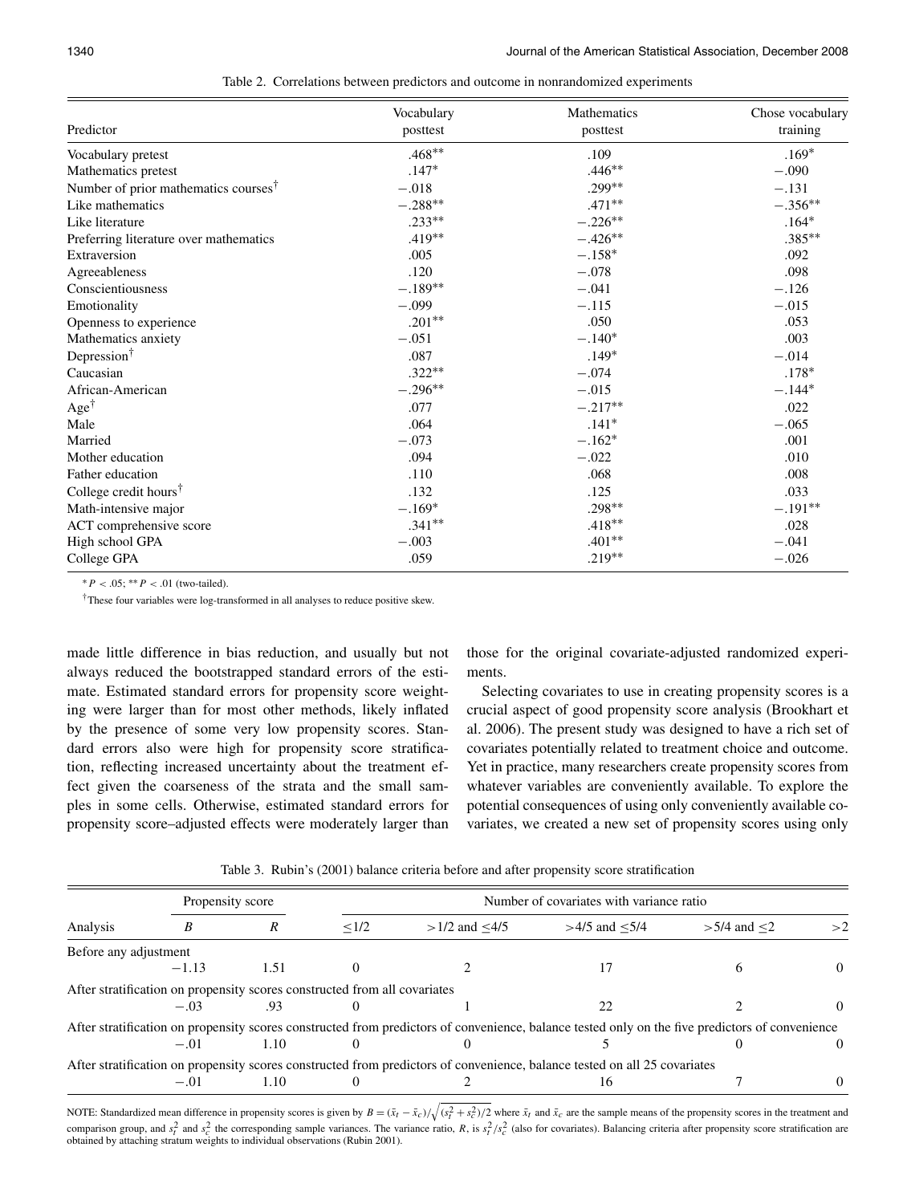Table 2. Correlations between predictors and outcome in nonrandomized experiments

| Predictor | Vocabulary posttest | Mathematics posttest | Chose vocabulary training |
|---|---|---|---|
| Vocabulary pretest | .468** | .109 | .169* |
| Mathematics pretest | .147* | .446** | −.090 |
| Number of prior mathematics courses† | −.018 | .299** | −.131 |
| Like mathematics | −.288** | .471** | −.356** |
| Like literature | .233** | −.226** | .164* |
| Preferring literature over mathematics | .419** | −.426** | .385** |
| Extraversion | .005 | −.158* | .092 |
| Agreeableness | .120 | −.078 | .098 |
| Conscientiousness | −.189** | −.041 | −.126 |
| Emotionality | −.099 | −.115 | −.015 |
| Openness to experience | .201** | .050 | .053 |
| Mathematics anxiety | −.051 | −.140* | .003 |
| Depression† | .087 | .149* | −.014 |
| Caucasian | .322** | −.074 | .178* |
| African-American | −.296** | −.015 | −.144* |
| Age† | .077 | −.217** | .022 |
| Male | .064 | .141* | −.065 |
| Married | −.073 | −.162* | .001 |
| Mother education | .094 | −.022 | .010 |
| Father education | .110 | .068 | .008 |
| College credit hours† | .132 | .125 | .033 |
| Math-intensive major | −.169* | .298** | −.191** |
| ACT comprehensive score | .341** | .418** | .028 |
| High school GPA | −.003 | .401** | −.041 |
| College GPA | .059 | .219** | −.026 |

* $P < .05$; ** $P < .01$ (two-tailed).

†These four variables were log-transformed in all analyses to reduce positive skew.

made little difference in bias reduction, and usually but not always reduced the bootstrapped standard errors of the estimate. Estimated standard errors for propensity score weighting were larger than for most other methods, likely inflated by the presence of some very low propensity scores. Standard errors also were high for propensity score stratification, reflecting increased uncertainty about the treatment effect given the coarseness of the strata and the small samples in some cells. Otherwise, estimated standard errors for propensity score–adjusted effects were moderately larger than those for the original covariate-adjusted randomized experiments.

Selecting covariates to use in creating propensity scores is a crucial aspect of good propensity score analysis (Brookhart et al. 2006). The present study was designed to have a rich set of covariates potentially related to treatment choice and outcome. Yet in practice, many researchers create propensity scores from whatever variables are conveniently available. To explore the potential consequences of using only conveniently available covariates, we created a new set of propensity scores using only

Table 3. Rubin's (2001) balance criteria before and after propensity score stratification

| Analysis | Propensity score | | Number of covariates with variance ratio | | | | |
|---|---|---|---|---|---|---|---|
| | $B$ | $R$ | ≤1/2 | >1/2 and ≤4/5 | >4/5 and ≤5/4 | >5/4 and ≤2 | >2 |
| Before any adjustment | | | | | | | |
| | −1.13 | 1.51 | 0 | 2 | 17 | 6 | 0 |
| After stratification on propensity scores constructed from all covariates | | | | | | | |
| | −.03 | .93 | 0 | 1 | 22 | 2 | 0 |
| After stratification on propensity scores constructed from predictors of convenience, balance tested only on the five predictors of convenience | | | | | | | |
| | −.01 | 1.10 | 0 | 0 | 5 | 0 | 0 |
| After stratification on propensity scores constructed from predictors of convenience, balance tested on all 25 covariates | | | | | | | |
| | −.01 | 1.10 | 0 | 2 | 16 | 7 | 0 |

NOTE: Standardized mean difference in propensity scores is given by $B = (\bar{x}_t - \bar{x}_c)/\sqrt{(s_t^2 + s_c^2)/2}$ where $\bar{x}_t$ and $\bar{x}_c$ are the sample means of the propensity scores in the treatment and comparison group, and $s_t^2$ and $s_c^2$ the corresponding sample variances. The variance ratio, $R$, is $s_t^2/s_c^2$ (also for covariates). Balancing criteria after propensity score stratification are obtained by attaching stratum weights to individual observations (Rubin 2001).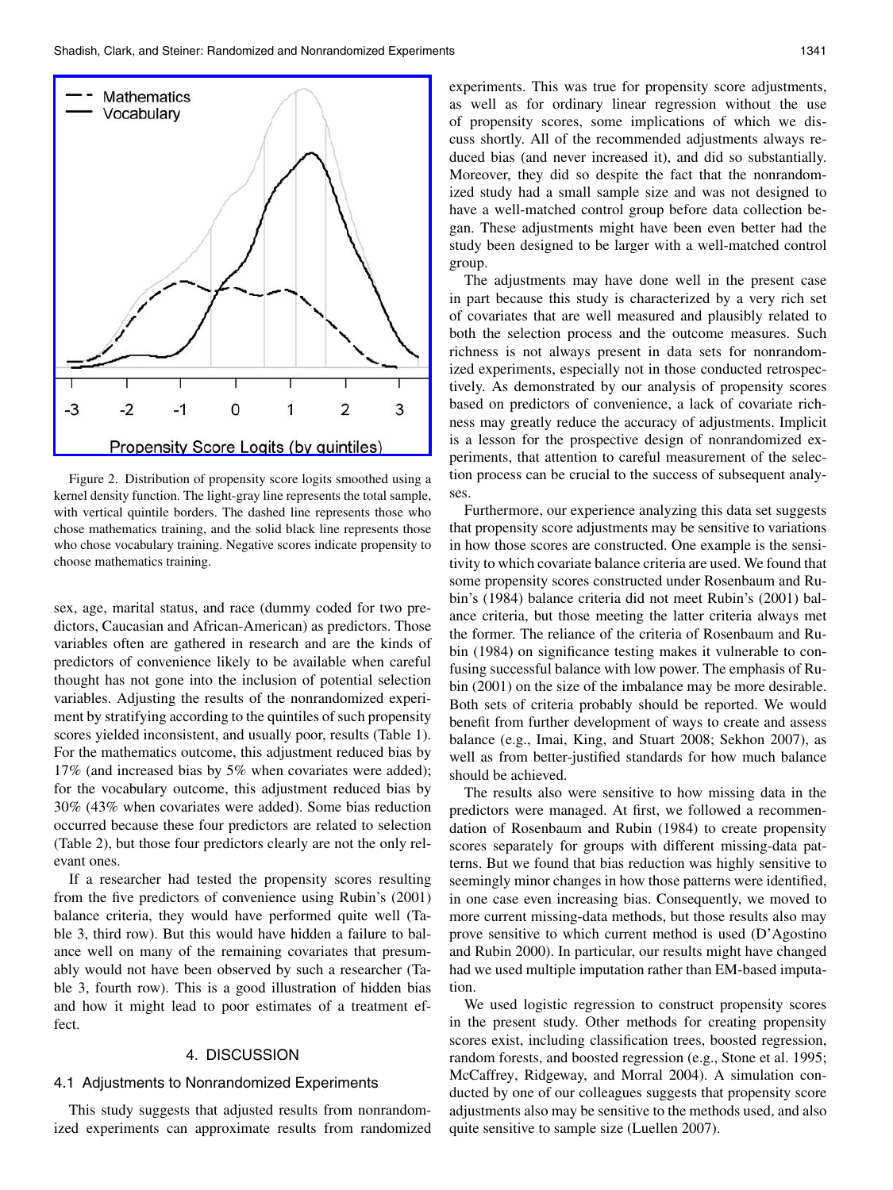Mathematics

Vocabulary

-3 -2 -1 0 1 2 3

Propensity Score Logits (by quintiles)

Figure 2. Distribution of propensity score logits smoothed using a kernel density function. The light-gray line represents the total sample, with vertical quintile borders. The dashed line represents those who chose mathematics training, and the solid black line represents those who chose vocabulary training. Negative scores indicate propensity to choose mathematics training.

sex, age, marital status, and race (dummy coded for two predictors, Caucasian and African-American) as predictors. Those variables often are gathered in research and are the kinds of predictors of convenience likely to be available when careful thought has not gone into the inclusion of potential selection variables. Adjusting the results of the nonrandomized experiment by stratifying according to the quintiles of such propensity scores yielded inconsistent, and usually poor, results (Table 1). For the mathematics outcome, this adjustment reduced bias by 17% (and increased bias by 5% when covariates were added); for the vocabulary outcome, this adjustment reduced bias by 30% (43% when covariates were added). Some bias reduction occurred because these four predictors are related to selection (Table 2), but those four predictors clearly are not the only relevant ones.

If a researcher had tested the propensity scores resulting from the five predictors of convenience using Rubin's (2001) balance criteria, they would have performed quite well (Table 3, third row). But this would have hidden a failure to balance well on many of the remaining covariates that presumably would not have been observed by such a researcher (Table 3, fourth row). This is a good illustration of hidden bias and how it might lead to poor estimates of a treatment effect.

## 4. DISCUSSION

### 4.1 Adjustments to Nonrandomized Experiments

This study suggests that adjusted results from nonrandomized experiments can approximate results from randomized experiments. This was true for propensity score adjustments, as well as for ordinary linear regression without the use of propensity scores, some implications of which we discuss shortly. All of the recommended adjustments always reduced bias (and never increased it), and did so substantially. Moreover, they did so despite the fact that the nonrandomized study had a small sample size and was not designed to have a well-matched control group before data collection began. These adjustments might have been even better had the study been designed to be larger with a well-matched control group.

The adjustments may have done well in the present case in part because this study is characterized by a very rich set of covariates that are well measured and plausibly related to both the selection process and the outcome measures. Such richness is not always present in data sets for nonrandomized experiments, especially not in those conducted retrospectively. As demonstrated by our analysis of propensity scores based on predictors of convenience, a lack of covariate richness may greatly reduce the accuracy of adjustments. Implicit is a lesson for the prospective design of nonrandomized experiments, that attention to careful measurement of the selection process can be crucial to the success of subsequent analyses.

Furthermore, our experience analyzing this data set suggests that propensity score adjustments may be sensitive to variations in how those scores are constructed. One example is the sensitivity to which covariate balance criteria are used. We found that some propensity scores constructed under Rosenbaum and Rubin's (1984) balance criteria did not meet Rubin's (2001) balance criteria, but those meeting the latter criteria always met the former. The reliance of the criteria of Rosenbaum and Rubin (1984) on significance testing makes it vulnerable to confusing successful balance with low power. The emphasis of Rubin (2001) on the size of the imbalance may be more desirable. Both sets of criteria probably should be reported. We would benefit from further development of ways to create and assess balance (e.g., Imai, King, and Stuart 2008; Sekhon 2007), as well as from better-justified standards for how much balance should be achieved.

The results also were sensitive to how missing data in the predictors were managed. At first, we followed a recommendation of Rosenbaum and Rubin (1984) to create propensity scores separately for groups with different missing-data patterns. But we found that bias reduction was highly sensitive to seemingly minor changes in how those patterns were identified, in one case even increasing bias. Consequently, we moved to more current missing-data methods, but those results also may prove sensitive to which current method is used (D'Agostino and Rubin 2000). In particular, our results might have changed had we used multiple imputation rather than EM-based imputation.

We used logistic regression to construct propensity scores in the present study. Other methods for creating propensity scores exist, including classification trees, boosted regression, random forests, and boosted regression (e.g., Stone et al. 1995; McCaffrey, Ridgeway, and Morral 2004). A simulation conducted by one of our colleagues suggests that propensity score adjustments also may be sensitive to the methods used, and also quite sensitive to sample size (Luellen 2007).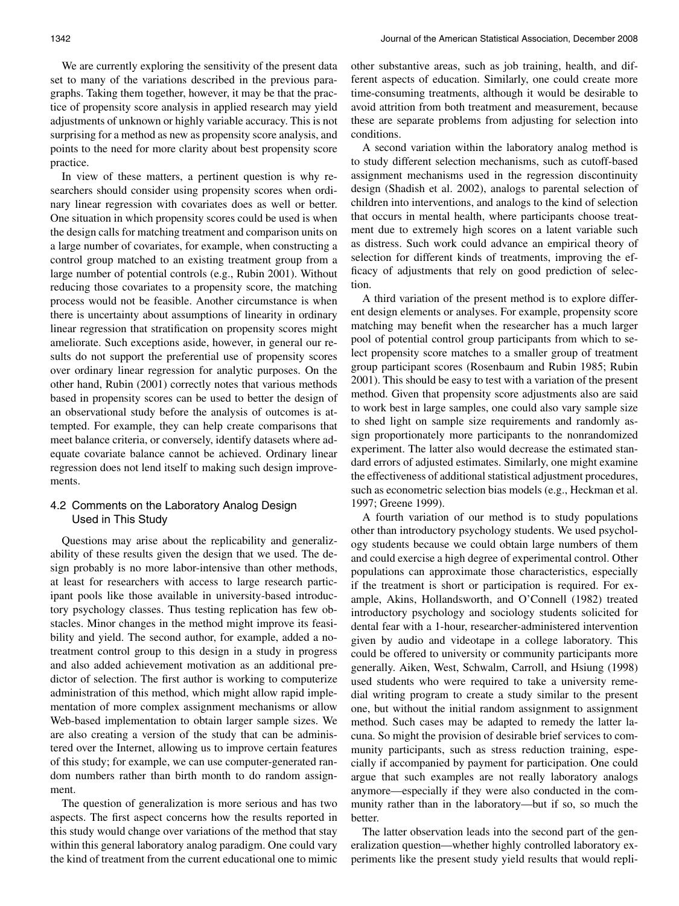We are currently exploring the sensitivity of the present data set to many of the variations described in the previous paragraphs. Taking them together, however, it may be that the practice of propensity score analysis in applied research may yield adjustments of unknown or highly variable accuracy. This is not surprising for a method as new as propensity score analysis, and points to the need for more clarity about best propensity score practice.

In view of these matters, a pertinent question is why researchers should consider using propensity scores when ordinary linear regression with covariates does as well or better. One situation in which propensity scores could be used is when the design calls for matching treatment and comparison units on a large number of covariates, for example, when constructing a control group matched to an existing treatment group from a large number of potential controls (e.g., Rubin 2001). Without reducing those covariates to a propensity score, the matching process would not be feasible. Another circumstance is when there is uncertainty about assumptions of linearity in ordinary linear regression that stratification on propensity scores might ameliorate. Such exceptions aside, however, in general our results do not support the preferential use of propensity scores over ordinary linear regression for analytic purposes. On the other hand, Rubin (2001) correctly notes that various methods based in propensity scores can be used to better the design of an observational study before the analysis of outcomes is attempted. For example, they can help create comparisons that meet balance criteria, or conversely, identify datasets where adequate covariate balance cannot be achieved. Ordinary linear regression does not lend itself to making such design improvements.

## 4.2 Comments on the Laboratory Analog Design Used in This Study

Questions may arise about the replicability and generalizability of these results given the design that we used. The design probably is no more labor-intensive than other methods, at least for researchers with access to large research participant pools like those available in university-based introductory psychology classes. Thus testing replication has few obstacles. Minor changes in the method might improve its feasibility and yield. The second author, for example, added a no-treatment control group to this design in a study in progress and also added achievement motivation as an additional predictor of selection. The first author is working to computerize administration of this method, which might allow rapid implementation of more complex assignment mechanisms or allow Web-based implementation to obtain larger sample sizes. We are also creating a version of the study that can be administered over the Internet, allowing us to improve certain features of this study; for example, we can use computer-generated random numbers rather than birth month to do random assignment.

The question of generalization is more serious and has two aspects. The first aspect concerns how the results reported in this study would change over variations of the method that stay within this general laboratory analog paradigm. One could vary the kind of treatment from the current educational one to mimic other substantive areas, such as job training, health, and different aspects of education. Similarly, one could create more time-consuming treatments, although it would be desirable to avoid attrition from both treatment and measurement, because these are separate problems from adjusting for selection into conditions.

A second variation within the laboratory analog method is to study different selection mechanisms, such as cutoff-based assignment mechanisms used in the regression discontinuity design (Shadish et al. 2002), analogs to parental selection of children into interventions, and analogs to the kind of selection that occurs in mental health, where participants choose treatment due to extremely high scores on a latent variable such as distress. Such work could advance an empirical theory of selection for different kinds of treatments, improving the efficacy of adjustments that rely on good prediction of selection.

A third variation of the present method is to explore different design elements or analyses. For example, propensity score matching may benefit when the researcher has a much larger pool of potential control group participants from which to select propensity score matches to a smaller group of treatment group participant scores (Rosenbaum and Rubin 1985; Rubin 2001). This should be easy to test with a variation of the present method. Given that propensity score adjustments also are said to work best in large samples, one could also vary sample size to shed light on sample size requirements and randomly assign proportionately more participants to the nonrandomized experiment. The latter also would decrease the estimated standard errors of adjusted estimates. Similarly, one might examine the effectiveness of additional statistical adjustment procedures, such as econometric selection bias models (e.g., Heckman et al. 1997; Greene 1999).

A fourth variation of our method is to study populations other than introductory psychology students. We used psychology students because we could obtain large numbers of them and could exercise a high degree of experimental control. Other populations can approximate those characteristics, especially if the treatment is short or participation is required. For example, Akins, Hollandsworth, and O'Connell (1982) treated introductory psychology and sociology students solicited for dental fear with a 1-hour, researcher-administered intervention given by audio and videotape in a college laboratory. This could be offered to university or community participants more generally. Aiken, West, Schwalm, Carroll, and Hsiung (1998) used students who were required to take a university remedial writing program to create a study similar to the present one, but without the initial random assignment to assignment method. Such cases may be adapted to remedy the latter lacuna. So might the provision of desirable brief services to community participants, such as stress reduction training, especially if accompanied by payment for participation. One could argue that such examples are not really laboratory analogs anymore—especially if they were also conducted in the community rather than in the laboratory—but if so, so much the better.

The latter observation leads into the second part of the generalization question—whether highly controlled laboratory experiments like the present study yield results that would repli-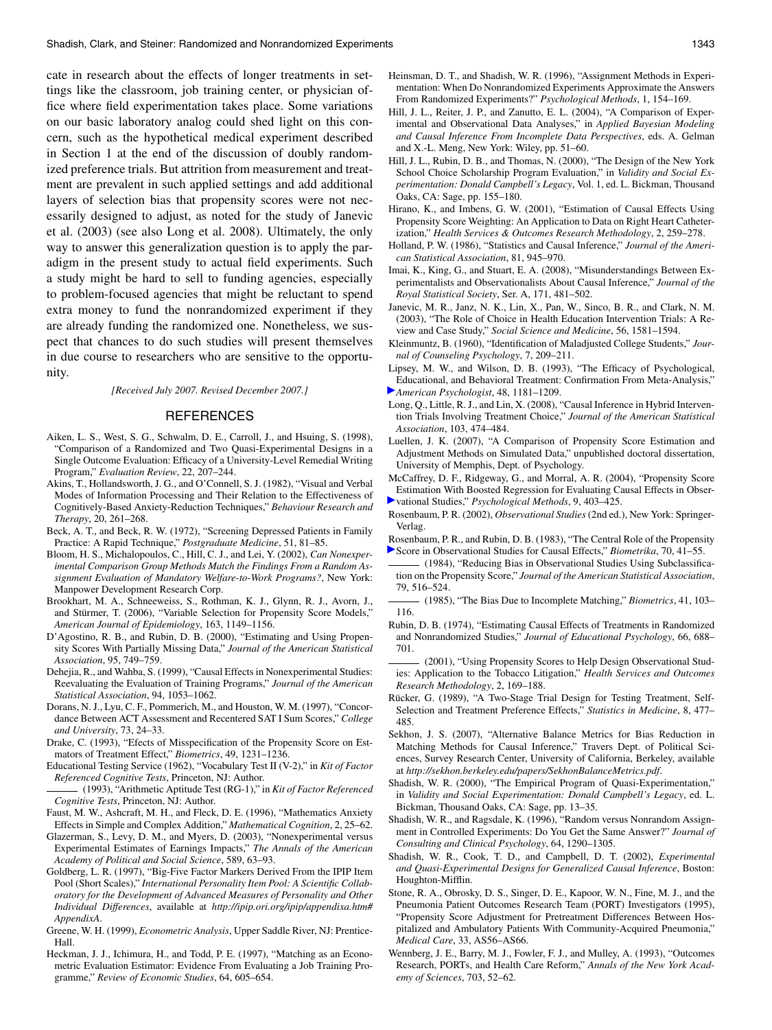cate in research about the effects of longer treatments in settings like the classroom, job training center, or physician office where field experimentation takes place. Some variations on our basic laboratory analog could shed light on this concern, such as the hypothetical medical experiment described in Section 1 at the end of the discussion of doubly randomized preference trials. But attrition from measurement and treatment are prevalent in such applied settings and add additional layers of selection bias that propensity scores were not necessarily designed to adjust, as noted for the study of Janevic et al. (2003) (see also Long et al. 2008). Ultimately, the only way to answer this generalization question is to apply the paradigm in the present study to actual field experiments. Such a study might be hard to sell to funding agencies, especially to problem-focused agencies that might be reluctant to spend extra money to fund the nonrandomized experiment if they are already funding the randomized one. Nonetheless, we suspect that chances to do such studies will present themselves in due course to researchers who are sensitive to the opportunity.

*[Received July 2007. Revised December 2007.]*

## REFERENCES

Aiken, L. S., West, S. G., Schwalm, D. E., Carroll, J., and Hsuing, S. (1998), "Comparison of a Randomized and Two Quasi-Experimental Designs in a Single Outcome Evaluation: Efficacy of a University-Level Remedial Writing Program," *Evaluation Review*, 22, 207–244.

Akins, T., Hollandsworth, J. G., and O'Connell, S. J. (1982), "Visual and Verbal Modes of Information Processing and Their Relation to the Effectiveness of Cognitively-Based Anxiety-Reduction Techniques," *Behaviour Research and Therapy*, 20, 261–268.

Beck, A. T., and Beck, R. W. (1972), "Screening Depressed Patients in Family Practice: A Rapid Technique," *Postgraduate Medicine*, 51, 81–85.

Bloom, H. S., Michalopoulos, C., Hill, C. J., and Lei, Y. (2002), *Can Nonexperimental Comparison Group Methods Match the Findings From a Random Assignment Evaluation of Mandatory Welfare-to-Work Programs?*, New York: Manpower Development Research Corp.

Brookhart, M. A., Schneeweiss, S., Rothman, K. J., Glynn, R. J., Avorn, J., and Stürmer, T. (2006), "Variable Selection for Propensity Score Models," *American Journal of Epidemiology*, 163, 1149–1156.

D'Agostino, R. B., and Rubin, D. B. (2000), "Estimating and Using Propensity Scores With Partially Missing Data," *Journal of the American Statistical Association*, 95, 749–759.

Dehejia, R., and Wahba, S. (1999), "Causal Effects in Nonexperimental Studies: Reevaluating the Evaluation of Training Programs," *Journal of the American Statistical Association*, 94, 1053–1062.

Dorans, N. J., Lyu, C. F., Pommerich, M., and Houston, W. M. (1997), "Concordance Between ACT Assessment and Recentered SAT I Sum Scores," *College and University*, 73, 24–33.

Drake, C. (1993), "Efects of Misspecification of the Propensity Score on Estimators of Treatment Effect," *Biometrics*, 49, 1231–1236.

Educational Testing Service (1962), "Vocabulary Test II (V-2)," in *Kit of Factor Referenced Cognitive Tests*, Princeton, NJ: Author.

——— (1993), "Arithmetic Aptitude Test (RG-1)," in *Kit of Factor Referenced Cognitive Tests*, Princeton, NJ: Author.

Faust, M. W., Ashcraft, M. H., and Fleck, D. E. (1996), "Mathematics Anxiety Effects in Simple and Complex Addition," *Mathematical Cognition*, 2, 25–62.

Glazerman, S., Levy, D. M., and Myers, D. (2003), "Nonexperimental versus Experimental Estimates of Earnings Impacts," *The Annals of the American Academy of Political and Social Science*, 589, 63–93.

Goldberg, L. R. (1997), "Big-Five Factor Markers Derived From the IPIP Item Pool (Short Scales)," *International Personality Item Pool: A Scientific Collaboratory for the Development of Advanced Measures of Personality and Other Individual Differences*, available at *http://ipip.ori.org/ipip/appendixa.htm#AppendixA*.

Greene, W. H. (1999), *Econometric Analysis*, Upper Saddle River, NJ: Prentice-Hall.

Heckman, J. J., Ichimura, H., and Todd, P. E. (1997), "Matching as an Econometric Evaluation Estimator: Evidence From Evaluating a Job Training Programme," *Review of Economic Studies*, 64, 605–654.

Heinsman, D. T., and Shadish, W. R. (1996), "Assignment Methods in Experimentation: When Do Nonrandomized Experiments Approximate the Answers From Randomized Experiments?" *Psychological Methods*, 1, 154–169.

Hill, J. L., Reiter, J. P., and Zanutto, E. L. (2004), "A Comparison of Experimental and Observational Data Analyses," in *Applied Bayesian Modeling and Causal Inference From Incomplete Data Perspectives*, eds. A. Gelman and X.-L. Meng, New York: Wiley, pp. 51–60.

Hill, J. L., Rubin, D. B., and Thomas, N. (2000), "The Design of the New York School Choice Scholarship Program Evaluation," in *Validity and Social Experimentation: Donald Campbell's Legacy*, Vol. 1, ed. L. Bickman, Thousand Oaks, CA: Sage, pp. 155–180.

Hirano, K., and Imbens, G. W. (2001), "Estimation of Causal Effects Using Propensity Score Weighting: An Application to Data on Right Heart Catheterization," *Health Services & Outcomes Research Methodology*, 2, 259–278.

Holland, P. W. (1986), "Statistics and Causal Inference," *Journal of the American Statistical Association*, 81, 945–970.

Imai, K., King, G., and Stuart, E. A. (2008), "Misunderstandings Between Experimentalists and Observationalists About Causal Inference," *Journal of the Royal Statistical Society*, Ser. A, 171, 481–502.

Janevic, M. R., Janz, N. K., Lin, X., Pan, W., Sinco, B. R., and Clark, N. M. (2003), "The Role of Choice in Health Education Intervention Trials: A Review and Case Study," *Social Science and Medicine*, 56, 1581–1594.

Kleinmuntz, B. (1960), "Identification of Maladjusted College Students," *Journal of Counseling Psychology*, 7, 209–211.

Lipsey, M. W., and Wilson, D. B. (1993), "The Efficacy of Psychological, Educational, and Behavioral Treatment: Confirmation From Meta-Analysis," *American Psychologist*, 48, 1181–1209.

Long, Q., Little, R. J., and Lin, X. (2008), "Causal Inference in Hybrid Intervention Trials Involving Treatment Choice," *Journal of the American Statistical Association*, 103, 474–484.

Luellen, J. K. (2007), "A Comparison of Propensity Score Estimation and Adjustment Methods on Simulated Data," unpublished doctoral dissertation, University of Memphis, Dept. of Psychology.

McCaffrey, D. F., Ridgeway, G., and Morral, A. R. (2004), "Propensity Score Estimation With Boosted Regression for Evaluating Causal Effects in Observational Studies," *Psychological Methods*, 9, 403–425.

Rosenbaum, P. R. (2002), *Observational Studies* (2nd ed.), New York: Springer-Verlag.

Rosenbaum, P. R., and Rubin, D. B. (1983), "The Central Role of the Propensity Score in Observational Studies for Causal Effects," *Biometrika*, 70, 41–55.

——— (1984), "Reducing Bias in Observational Studies Using Subclassification on the Propensity Score," *Journal of the American Statistical Association*, 79, 516–524.

——— (1985), "The Bias Due to Incomplete Matching," *Biometrics*, 41, 103–116.

Rubin, D. B. (1974), "Estimating Causal Effects of Treatments in Randomized and Nonrandomized Studies," *Journal of Educational Psychology*, 66, 688–701.

——— (2001), "Using Propensity Scores to Help Design Observational Studies: Application to the Tobacco Litigation," *Health Services and Outcomes Research Methodology*, 2, 169–188.

Rücker, G. (1989), "A Two-Stage Trial Design for Testing Treatment, Self-Selection and Treatment Preference Effects," *Statistics in Medicine*, 8, 477–485.

Sekhon, J. S. (2007), "Alternative Balance Metrics for Bias Reduction in Matching Methods for Causal Inference," Travers Dept. of Political Sciences, Survey Research Center, University of California, Berkeley, available at *http://sekhon.berkeley.edu/papers/SekhonBalanceMetrics.pdf*.

Shadish, W. R. (2000), "The Empirical Program of Quasi-Experimentation," in *Validity and Social Experimentation: Donald Campbell's Legacy*, ed. L. Bickman, Thousand Oaks, CA: Sage, pp. 13–35.

Shadish, W. R., and Ragsdale, K. (1996), "Random versus Nonrandom Assignment in Controlled Experiments: Do You Get the Same Answer?" *Journal of Consulting and Clinical Psychology*, 64, 1290–1305.

Shadish, W. R., Cook, T. D., and Campbell, D. T. (2002), *Experimental and Quasi-Experimental Designs for Generalized Causal Inference*, Boston: Houghton-Mifflin.

Stone, R. A., Obrosky, D. S., Singer, D. E., Kapoor, W. N., Fine, M. J., and the Pneumonia Patient Outcomes Research Team (PORT) Investigators (1995), "Propensity Score Adjustment for Pretreatment Differences Between Hospitalized and Ambulatory Patients With Community-Acquired Pneumonia," *Medical Care*, 33, AS56–AS66.

Wennberg, J. E., Barry, M. J., Fowler, F. J., and Mulley, A. (1993), "Outcomes Research, PORTs, and Health Care Reform," *Annals of the New York Academy of Sciences*, 703, 52–62.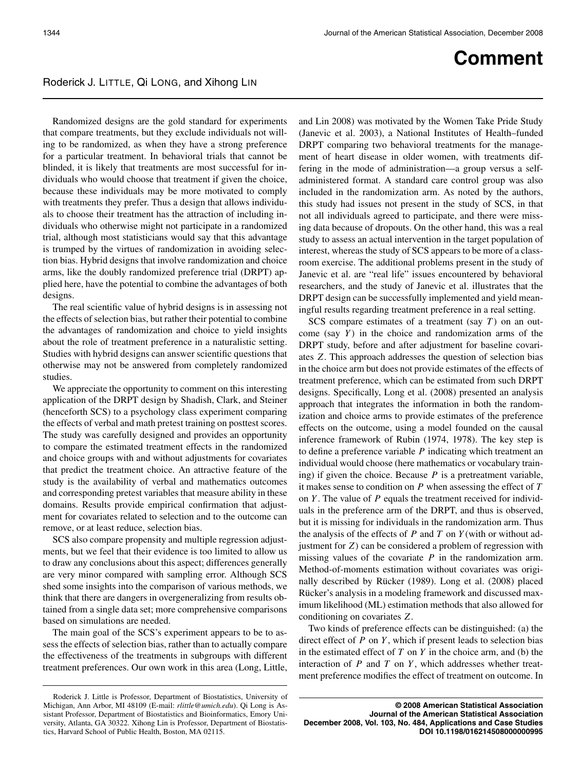# Comment

Roderick J. Little, Qi Long, and Xihong Lin

Randomized designs are the gold standard for experiments that compare treatments, but they exclude individuals not willing to be randomized, as when they have a strong preference for a particular treatment. In behavioral trials that cannot be blinded, it is likely that treatments are most successful for individuals who would choose that treatment if given the choice, because these individuals may be more motivated to comply with treatments they prefer. Thus a design that allows individuals to choose their treatment has the attraction of including individuals who otherwise might not participate in a randomized trial, although most statisticians would say that this advantage is trumped by the virtues of randomization in avoiding selection bias. Hybrid designs that involve randomization and choice arms, like the doubly randomized preference trial (DRPT) applied here, have the potential to combine the advantages of both designs.

The real scientific value of hybrid designs is in assessing not the effects of selection bias, but rather their potential to combine the advantages of randomization and choice to yield insights about the role of treatment preference in a naturalistic setting. Studies with hybrid designs can answer scientific questions that otherwise may not be answered from completely randomized studies.

We appreciate the opportunity to comment on this interesting application of the DRPT design by Shadish, Clark, and Steiner (henceforth SCS) to a psychology class experiment comparing the effects of verbal and math pretest training on posttest scores. The study was carefully designed and provides an opportunity to compare the estimated treatment effects in the randomized and choice groups with and without adjustments for covariates that predict the treatment choice. An attractive feature of the study is the availability of verbal and mathematics outcomes and corresponding pretest variables that measure ability in these domains. Results provide empirical confirmation that adjustment for covariates related to selection and to the outcome can remove, or at least reduce, selection bias.

SCS also compare propensity and multiple regression adjustments, but we feel that their evidence is too limited to allow us to draw any conclusions about this aspect; differences generally are very minor compared with sampling error. Although SCS shed some insights into the comparison of various methods, we think that there are dangers in overgeneralizing from results obtained from a single data set; more comprehensive comparisons based on simulations are needed.

The main goal of the SCS's experiment appears to be to assess the effects of selection bias, rather than to actually compare the effectiveness of the treatments in subgroups with different treatment preferences. Our own work in this area (Long, Little, and Lin 2008) was motivated by the Women Take Pride Study (Janevic et al. 2003), a National Institutes of Health–funded DRPT comparing two behavioral treatments for the management of heart disease in older women, with treatments differing in the mode of administration—a group versus a self-administered format. A standard care control group was also included in the randomization arm. As noted by the authors, this study had issues not present in the study of SCS, in that not all individuals agreed to participate, and there were missing data because of dropouts. On the other hand, this was a real study to assess an actual intervention in the target population of interest, whereas the study of SCS appears to be more of a classroom exercise. The additional problems present in the study of Janevic et al. are "real life" issues encountered by behavioral researchers, and the study of Janevic et al. illustrates that the DRPT design can be successfully implemented and yield meaningful results regarding treatment preference in a real setting.

SCS compare estimates of a treatment (say $T$) on an outcome (say $Y$) in the choice and randomization arms of the DRPT study, before and after adjustment for baseline covariates $Z$. This approach addresses the question of selection bias in the choice arm but does not provide estimates of the effects of treatment preference, which can be estimated from such DRPT designs. Specifically, Long et al. (2008) presented an analysis approach that integrates the information in both the randomization and choice arms to provide estimates of the preference effects on the outcome, using a model founded on the causal inference framework of Rubin (1974, 1978). The key step is to define a preference variable $P$ indicating which treatment an individual would choose (here mathematics or vocabulary training) if given the choice. Because $P$ is a pretreatment variable, it makes sense to condition on $P$ when assessing the effect of $T$ on $Y$. The value of $P$ equals the treatment received for individuals in the preference arm of the DRPT, and thus is observed, but it is missing for individuals in the randomization arm. Thus the analysis of the effects of $P$ and $T$ on $Y$ (with or without adjustment for $Z$) can be considered a problem of regression with missing values of the covariate $P$ in the randomization arm. Method-of-moments estimation without covariates was originally described by Rücker (1989). Long et al. (2008) placed Rücker's analysis in a modeling framework and discussed maximum likelihood (ML) estimation methods that also allowed for conditioning on covariates $Z$.

Two kinds of preference effects can be distinguished: (a) the direct effect of $P$ on $Y$, which if present leads to selection bias in the estimated effect of $T$ on $Y$ in the choice arm, and (b) the interaction of $P$ and $T$ on $Y$, which addresses whether treatment preference modifies the effect of treatment on outcome. In

Roderick J. Little is Professor, Department of Biostatistics, University of Michigan, Ann Arbor, MI 48109 (E-mail: rlittle@umich.edu). Qi Long is Assistant Professor, Department of Biostatistics and Bioinformatics, Emory University, Atlanta, GA 30322. Xihong Lin is Professor, Department of Biostatistics, Harvard School of Public Health, Boston, MA 02115.

© 2008 American Statistical Association
Journal of the American Statistical Association
December 2008, Vol. 103, No. 484, Applications and Case Studies
DOI 10.1198/016214508000000995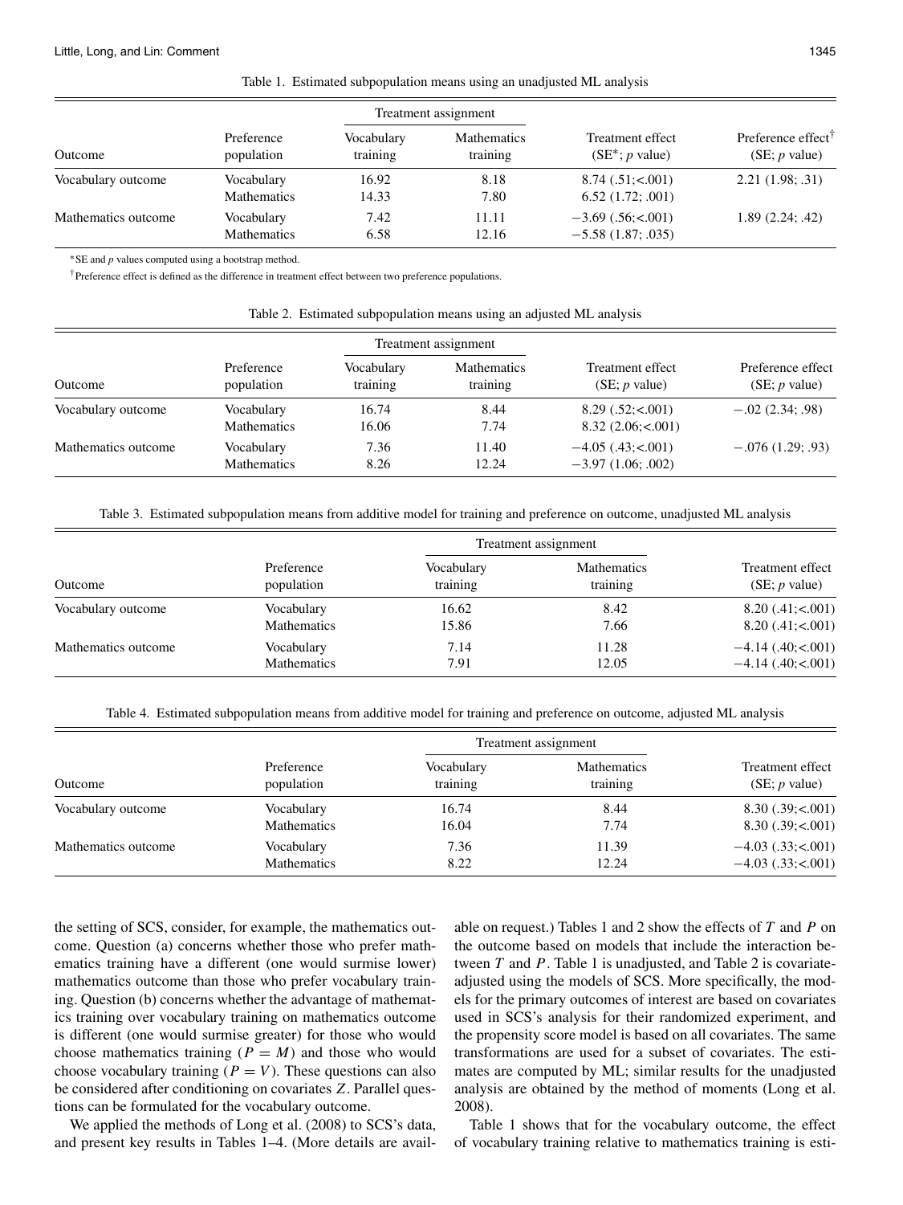Table 1. Estimated subpopulation means using an unadjusted ML analysis

| Outcome | Preference population | Treatment assignment | | Treatment effect (SE*; $p$ value) | Preference effect† (SE; $p$ value) |
|---|---|---|---|---|---|
| | | Vocabulary training | Mathematics training | | |
| Vocabulary outcome | Vocabulary | 16.92 | 8.18 | 8.74 (.51;<.001) | 2.21 (1.98; .31) |
| | Mathematics | 14.33 | 7.80 | 6.52 (1.72; .001) | |
| Mathematics outcome | Vocabulary | 7.42 | 11.11 | −3.69 (.56;<.001) | 1.89 (2.24; .42) |
| | Mathematics | 6.58 | 12.16 | −5.58 (1.87; .035) | |

*SE and $p$ values computed using a bootstrap method.

†Preference effect is defined as the difference in treatment effect between two preference populations.

Table 2. Estimated subpopulation means using an adjusted ML analysis

| Outcome | Preference population | Treatment assignment | | Treatment effect (SE; $p$ value) | Preference effect (SE; $p$ value) |
|---|---|---|---|---|---|
| | | Vocabulary training | Mathematics training | | |
| Vocabulary outcome | Vocabulary | 16.74 | 8.44 | 8.29 (.52;<.001) | −.02 (2.34; .98) |
| | Mathematics | 16.06 | 7.74 | 8.32 (2.06;<.001) | |
| Mathematics outcome | Vocabulary | 7.36 | 11.40 | −4.05 (.43;<.001) | −.076 (1.29; .93) |
| | Mathematics | 8.26 | 12.24 | −3.97 (1.06; .002) | |

Table 3. Estimated subpopulation means from additive model for training and preference on outcome, unadjusted ML analysis

| Outcome | Preference population | Treatment assignment | | Treatment effect (SE; $p$ value) |
|---|---|---|---|---|
| | | Vocabulary training | Mathematics training | |
| Vocabulary outcome | Vocabulary | 16.62 | 8.42 | 8.20 (.41;<.001) |
| | Mathematics | 15.86 | 7.66 | 8.20 (.41;<.001) |
| Mathematics outcome | Vocabulary | 7.14 | 11.28 | −4.14 (.40;<.001) |
| | Mathematics | 7.91 | 12.05 | −4.14 (.40;<.001) |

Table 4. Estimated subpopulation means from additive model for training and preference on outcome, adjusted ML analysis

| Outcome | Preference population | Treatment assignment | | Treatment effect (SE; $p$ value) |
|---|---|---|---|---|
| | | Vocabulary training | Mathematics training | |
| Vocabulary outcome | Vocabulary | 16.74 | 8.44 | 8.30 (.39;<.001) |
| | Mathematics | 16.04 | 7.74 | 8.30 (.39;<.001) |
| Mathematics outcome | Vocabulary | 7.36 | 11.39 | −4.03 (.33;<.001) |
| | Mathematics | 8.22 | 12.24 | −4.03 (.33;<.001) |

the setting of SCS, consider, for example, the mathematics outcome. Question (a) concerns whether those who prefer mathematics training have a different (one would surmise lower) mathematics outcome than those who prefer vocabulary training. Question (b) concerns whether the advantage of mathematics training over vocabulary training on mathematics outcome is different (one would surmise greater) for those who would choose mathematics training ($P = M$) and those who would choose vocabulary training ($P = V$). These questions can also be considered after conditioning on covariates $Z$. Parallel questions can be formulated for the vocabulary outcome.

We applied the methods of Long et al. (2008) to SCS's data, and present key results in Tables 1–4. (More details are available on request.) Tables 1 and 2 show the effects of $T$ and $P$ on the outcome based on models that include the interaction between $T$ and $P$. Table 1 is unadjusted, and Table 2 is covariate-adjusted using the models of SCS. More specifically, the models for the primary outcomes of interest are based on covariates used in SCS's analysis for their randomized experiment, and the propensity score model is based on all covariates. The same transformations are used for a subset of covariates. The estimates are computed by ML; similar results for the unadjusted analysis are obtained by the method of moments (Long et al. 2008).

Table 1 shows that for the vocabulary outcome, the effect of vocabulary training relative to mathematics training is esti-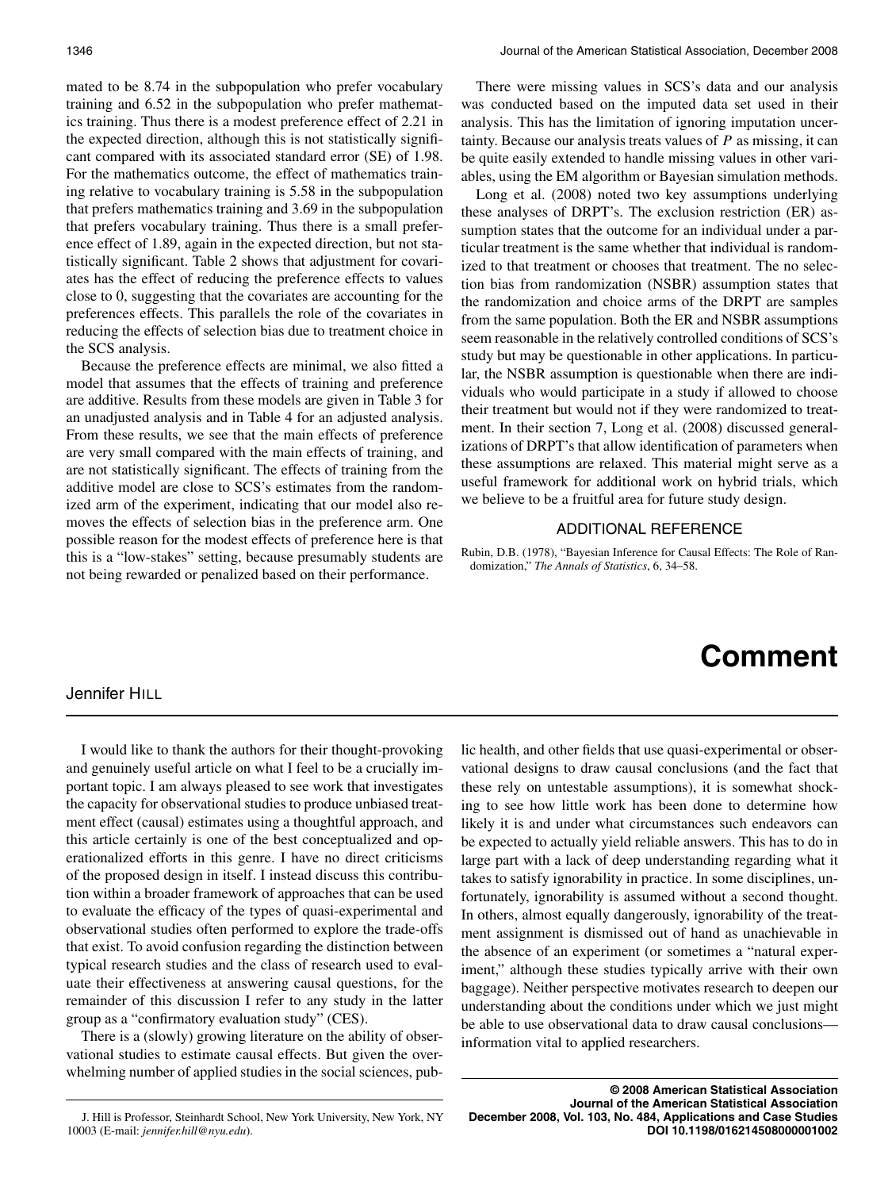mated to be 8.74 in the subpopulation who prefer vocabulary training and 6.52 in the subpopulation who prefer mathematics training. Thus there is a modest preference effect of 2.21 in the expected direction, although this is not statistically significant compared with its associated standard error (SE) of 1.98. For the mathematics outcome, the effect of mathematics training relative to vocabulary training is 5.58 in the subpopulation that prefers mathematics training and 3.69 in the subpopulation that prefers vocabulary training. Thus there is a small preference effect of 1.89, again in the expected direction, but not statistically significant. Table 2 shows that adjustment for covariates has the effect of reducing the preference effects to values close to 0, suggesting that the covariates are accounting for the preferences effects. This parallels the role of the covariates in reducing the effects of selection bias due to treatment choice in the SCS analysis.

Because the preference effects are minimal, we also fitted a model that assumes that the effects of training and preference are additive. Results from these models are given in Table 3 for an unadjusted analysis and in Table 4 for an adjusted analysis. From these results, we see that the main effects of preference are very small compared with the main effects of training, and are not statistically significant. The effects of training from the additive model are close to SCS's estimates from the randomized arm of the experiment, indicating that our model also removes the effects of selection bias in the preference arm. One possible reason for the modest effects of preference here is that this is a "low-stakes" setting, because presumably students are not being rewarded or penalized based on their performance.

There were missing values in SCS's data and our analysis was conducted based on the imputed data set used in their analysis. This has the limitation of ignoring imputation uncertainty. Because our analysis treats values of $P$ as missing, it can be quite easily extended to handle missing values in other variables, using the EM algorithm or Bayesian simulation methods.

Long et al. (2008) noted two key assumptions underlying these analyses of DRPT's. The exclusion restriction (ER) assumption states that the outcome for an individual under a particular treatment is the same whether that individual is randomized to that treatment or chooses that treatment. The no selection bias from randomization (NSBR) assumption states that the randomization and choice arms of the DRPT are samples from the same population. Both the ER and NSBR assumptions seem reasonable in the relatively controlled conditions of SCS's study but may be questionable in other applications. In particular, the NSBR assumption is questionable when there are individuals who would participate in a study if allowed to choose their treatment but would not if they were randomized to treatment. In their section 7, Long et al. (2008) discussed generalizations of DRPT's that allow identification of parameters when these assumptions are relaxed. This material might serve as a useful framework for additional work on hybrid trials, which we believe to be a fruitful area for future study design.

## ADDITIONAL REFERENCE

Rubin, D.B. (1978), "Bayesian Inference for Causal Effects: The Role of Randomization," *The Annals of Statistics*, 6, 34–58.

# Comment

Jennifer HILL

I would like to thank the authors for their thought-provoking and genuinely useful article on what I feel to be a crucially important topic. I am always pleased to see work that investigates the capacity for observational studies to produce unbiased treatment effect (causal) estimates using a thoughtful approach, and this article certainly is one of the best conceptualized and operationalized efforts in this genre. I have no direct criticisms of the proposed design in itself. I instead discuss this contribution within a broader framework of approaches that can be used to evaluate the efficacy of the types of quasi-experimental and observational studies often performed to explore the trade-offs that exist. To avoid confusion regarding the distinction between typical research studies and the class of research used to evaluate their effectiveness at answering causal questions, for the remainder of this discussion I refer to any study in the latter group as a "confirmatory evaluation study" (CES).

There is a (slowly) growing literature on the ability of observational studies to estimate causal effects. But given the overwhelming number of applied studies in the social sciences, public health, and other fields that use quasi-experimental or observational designs to draw causal conclusions (and the fact that these rely on untestable assumptions), it is somewhat shocking to see how little work has been done to determine how likely it is and under what circumstances such endeavors can be expected to actually yield reliable answers. This has to do in large part with a lack of deep understanding regarding what it takes to satisfy ignorability in practice. In some disciplines, unfortunately, ignorability is assumed without a second thought. In others, almost equally dangerously, ignorability of the treatment assignment is dismissed out of hand as unachievable in the absence of an experiment (or sometimes a "natural experiment," although these studies typically arrive with their own baggage). Neither perspective motivates research to deepen our understanding about the conditions under which we just might be able to use observational data to draw causal conclusions—information vital to applied researchers.

J. Hill is Professor, Steinhardt School, New York University, New York, NY 10003 (E-mail: *jennifer.hill@nyu.edu*).

© 2008 American Statistical Association
Journal of the American Statistical Association
December 2008, Vol. 103, No. 484, Applications and Case Studies
DOI 10.1198/016214508000001002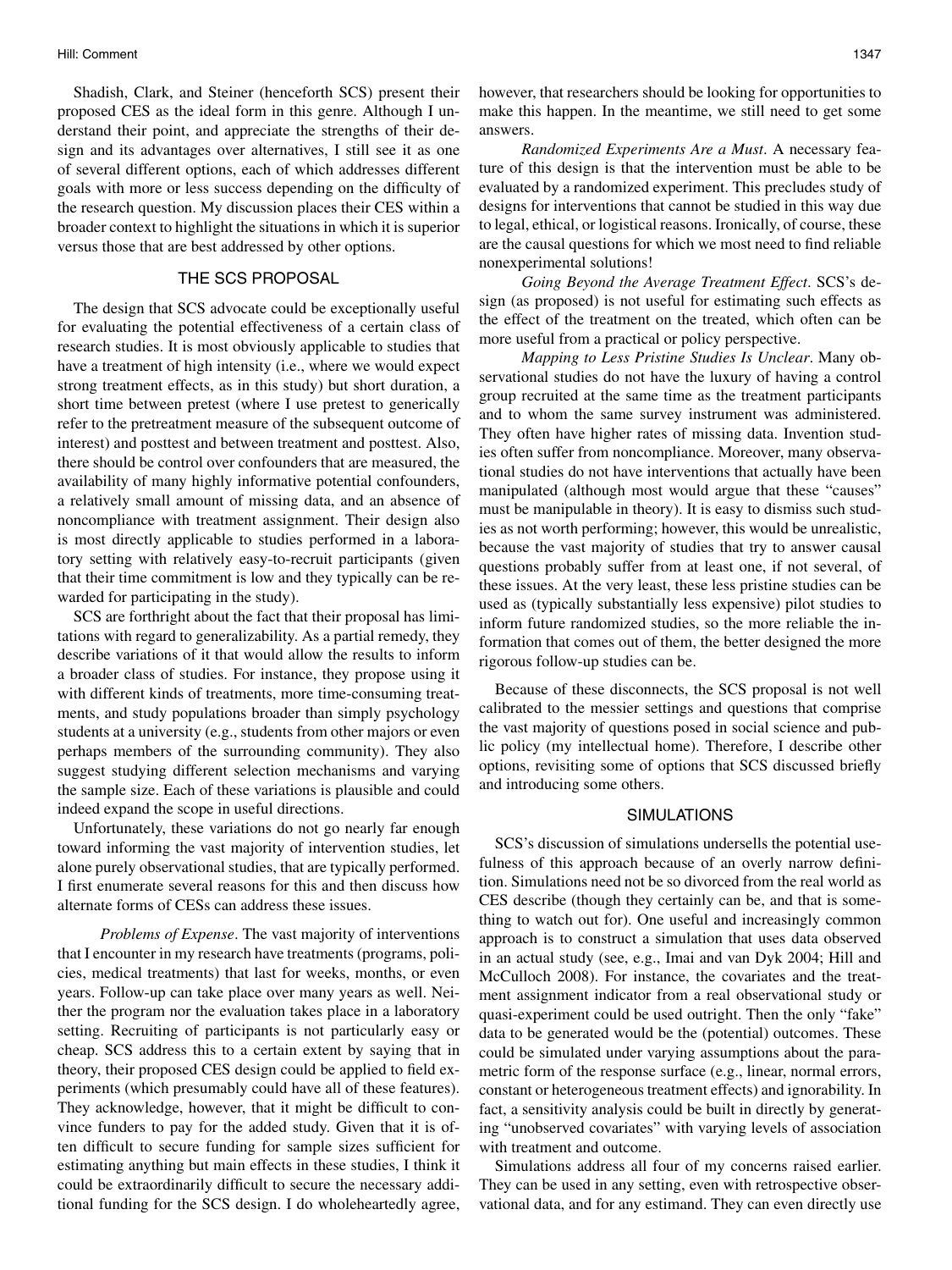Shadish, Clark, and Steiner (henceforth SCS) present their proposed CES as the ideal form in this genre. Although I understand their point, and appreciate the strengths of their design and its advantages over alternatives, I still see it as one of several different options, each of which addresses different goals with more or less success depending on the difficulty of the research question. My discussion places their CES within a broader context to highlight the situations in which it is superior versus those that are best addressed by other options.

## THE SCS PROPOSAL

The design that SCS advocate could be exceptionally useful for evaluating the potential effectiveness of a certain class of research studies. It is most obviously applicable to studies that have a treatment of high intensity (i.e., where we would expect strong treatment effects, as in this study) but short duration, a short time between pretest (where I use pretest to generically refer to the pretreatment measure of the subsequent outcome of interest) and posttest and between treatment and posttest. Also, there should be control over confounders that are measured, the availability of many highly informative potential confounders, a relatively small amount of missing data, and an absence of noncompliance with treatment assignment. Their design also is most directly applicable to studies performed in a laboratory setting with relatively easy-to-recruit participants (given that their time commitment is low and they typically can be rewarded for participating in the study).

SCS are forthright about the fact that their proposal has limitations with regard to generalizability. As a partial remedy, they describe variations of it that would allow the results to inform a broader class of studies. For instance, they propose using it with different kinds of treatments, more time-consuming treatments, and study populations broader than simply psychology students at a university (e.g., students from other majors or even perhaps members of the surrounding community). They also suggest studying different selection mechanisms and varying the sample size. Each of these variations is plausible and could indeed expand the scope in useful directions.

Unfortunately, these variations do not go nearly far enough toward informing the vast majority of intervention studies, let alone purely observational studies, that are typically performed. I first enumerate several reasons for this and then discuss how alternate forms of CESs can address these issues.

*Problems of Expense*. The vast majority of interventions that I encounter in my research have treatments (programs, policies, medical treatments) that last for weeks, months, or even years. Follow-up can take place over many years as well. Neither the program nor the evaluation takes place in a laboratory setting. Recruiting of participants is not particularly easy or cheap. SCS address this to a certain extent by saying that in theory, their proposed CES design could be applied to field experiments (which presumably could have all of these features). They acknowledge, however, that it might be difficult to convince funders to pay for the added study. Given that it is often difficult to secure funding for sample sizes sufficient for estimating anything but main effects in these studies, I think it could be extraordinarily difficult to secure the necessary additional funding for the SCS design. I do wholeheartedly agree, however, that researchers should be looking for opportunities to make this happen. In the meantime, we still need to get some answers.

*Randomized Experiments Are a Must*. A necessary feature of this design is that the intervention must be able to be evaluated by a randomized experiment. This precludes study of designs for interventions that cannot be studied in this way due to legal, ethical, or logistical reasons. Ironically, of course, these are the causal questions for which we most need to find reliable nonexperimental solutions!

*Going Beyond the Average Treatment Effect*. SCS's design (as proposed) is not useful for estimating such effects as the effect of the treatment on the treated, which often can be more useful from a practical or policy perspective.

*Mapping to Less Pristine Studies Is Unclear*. Many observational studies do not have the luxury of having a control group recruited at the same time as the treatment participants and to whom the same survey instrument was administered. They often have higher rates of missing data. Invention studies often suffer from noncompliance. Moreover, many observational studies do not have interventions that actually have been manipulated (although most would argue that these "causes" must be manipulable in theory). It is easy to dismiss such studies as not worth performing; however, this would be unrealistic, because the vast majority of studies that try to answer causal questions probably suffer from at least one, if not several, of these issues. At the very least, these less pristine studies can be used as (typically substantially less expensive) pilot studies to inform future randomized studies, so the more reliable the information that comes out of them, the better designed the more rigorous follow-up studies can be.

Because of these disconnects, the SCS proposal is not well calibrated to the messier settings and questions that comprise the vast majority of questions posed in social science and public policy (my intellectual home). Therefore, I describe other options, revisiting some of options that SCS discussed briefly and introducing some others.

## SIMULATIONS

SCS's discussion of simulations undersells the potential usefulness of this approach because of an overly narrow definition. Simulations need not be so divorced from the real world as CES describe (though they certainly can be, and that is something to watch out for). One useful and increasingly common approach is to construct a simulation that uses data observed in an actual study (see, e.g., Imai and van Dyk 2004; Hill and McCulloch 2008). For instance, the covariates and the treatment assignment indicator from a real observational study or quasi-experiment could be used outright. Then the only "fake" data to be generated would be the (potential) outcomes. These could be simulated under varying assumptions about the parametric form of the response surface (e.g., linear, normal errors, constant or heterogeneous treatment effects) and ignorability. In fact, a sensitivity analysis could be built in directly by generating "unobserved covariates" with varying levels of association with treatment and outcome.

Simulations address all four of my concerns raised earlier. They can be used in any setting, even with retrospective observational data, and for any estimand. They can even directly use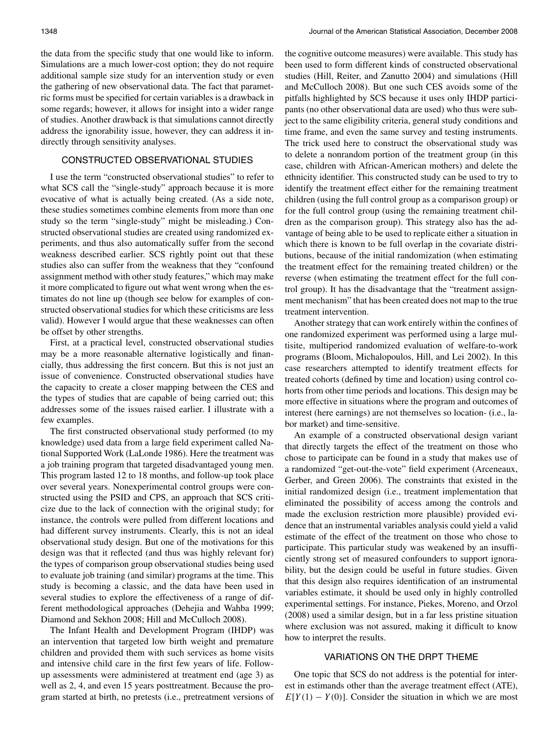the data from the specific study that one would like to inform. Simulations are a much lower-cost option; they do not require additional sample size study for an intervention study or even the gathering of new observational data. The fact that parametric forms must be specified for certain variables is a drawback in some regards; however, it allows for insight into a wider range of studies. Another drawback is that simulations cannot directly address the ignorability issue, however, they can address it indirectly through sensitivity analyses.

## CONSTRUCTED OBSERVATIONAL STUDIES

I use the term "constructed observational studies" to refer to what SCS call the "single-study" approach because it is more evocative of what is actually being created. (As a side note, these studies sometimes combine elements from more than one study so the term "single-study" might be misleading.) Constructed observational studies are created using randomized experiments, and thus also automatically suffer from the second weakness described earlier. SCS rightly point out that these studies also can suffer from the weakness that they "confound assignment method with other study features," which may make it more complicated to figure out what went wrong when the estimates do not line up (though see below for examples of constructed observational studies for which these criticisms are less valid). However I would argue that these weaknesses can often be offset by other strengths.

First, at a practical level, constructed observational studies may be a more reasonable alternative logistically and financially, thus addressing the first concern. But this is not just an issue of convenience. Constructed observational studies have the capacity to create a closer mapping between the CES and the types of studies that are capable of being carried out; this addresses some of the issues raised earlier. I illustrate with a few examples.

The first constructed observational study performed (to my knowledge) used data from a large field experiment called National Supported Work (LaLonde 1986). Here the treatment was a job training program that targeted disadvantaged young men. This program lasted 12 to 18 months, and follow-up took place over several years. Nonexperimental control groups were constructed using the PSID and CPS, an approach that SCS criticize due to the lack of connection with the original study; for instance, the controls were pulled from different locations and had different survey instruments. Clearly, this is not an ideal observational study design. But one of the motivations for this design was that it reflected (and thus was highly relevant for) the types of comparison group observational studies being used to evaluate job training (and similar) programs at the time. This study is becoming a classic, and the data have been used in several studies to explore the effectiveness of a range of different methodological approaches (Dehejia and Wahba 1999; Diamond and Sekhon 2008; Hill and McCulloch 2008).

The Infant Health and Development Program (IHDP) was an intervention that targeted low birth weight and premature children and provided them with such services as home visits and intensive child care in the first few years of life. Follow-up assessments were administered at treatment end (age 3) as well as 2, 4, and even 15 years posttreatment. Because the program started at birth, no pretests (i.e., pretreatment versions of the cognitive outcome measures) were available. This study has been used to form different kinds of constructed observational studies (Hill, Reiter, and Zanutto 2004) and simulations (Hill and McCulloch 2008). But one such CES avoids some of the pitfalls highlighted by SCS because it uses only IHDP participants (no other observational data are used) who thus were subject to the same eligibility criteria, general study conditions and time frame, and even the same survey and testing instruments. The trick used here to construct the observational study was to delete a nonrandom portion of the treatment group (in this case, children with African-American mothers) and delete the ethnicity identifier. This constructed study can be used to try to identify the treatment effect either for the remaining treatment children (using the full control group as a comparison group) or for the full control group (using the remaining treatment children as the comparison group). This strategy also has the advantage of being able to be used to replicate either a situation in which there is known to be full overlap in the covariate distributions, because of the initial randomization (when estimating the treatment effect for the remaining treated children) or the reverse (when estimating the treatment effect for the full control group). It has the disadvantage that the "treatment assignment mechanism" that has been created does not map to the true treatment intervention.

Another strategy that can work entirely within the confines of one randomized experiment was performed using a large multisite, multiperiod randomized evaluation of welfare-to-work programs (Bloom, Michalopoulos, Hill, and Lei 2002). In this case researchers attempted to identify treatment effects for treated cohorts (defined by time and location) using control cohorts from other time periods and locations. This design may be more effective in situations where the program and outcomes of interest (here earnings) are not themselves so location- (i.e., labor market) and time-sensitive.

An example of a constructed observational design variant that directly targets the effect of the treatment on those who chose to participate can be found in a study that makes use of a randomized "get-out-the-vote" field experiment (Arceneaux, Gerber, and Green 2006). The constraints that existed in the initial randomized design (i.e., treatment implementation that eliminated the possibility of access among the controls and made the exclusion restriction more plausible) provided evidence that an instrumental variables analysis could yield a valid estimate of the effect of the treatment on those who chose to participate. This particular study was weakened by an insufficiently strong set of measured confounders to support ignorability, but the design could be useful in future studies. Given that this design also requires identification of an instrumental variables estimate, it should be used only in highly controlled experimental settings. For instance, Piekes, Moreno, and Orzol (2008) used a similar design, but in a far less pristine situation where exclusion was not assured, making it difficult to know how to interpret the results.

## VARIATIONS ON THE DRPT THEME

One topic that SCS do not address is the potential for interest in estimands other than the average treatment effect (ATE), $E[Y(1) - Y(0)]$. Consider the situation in which we are most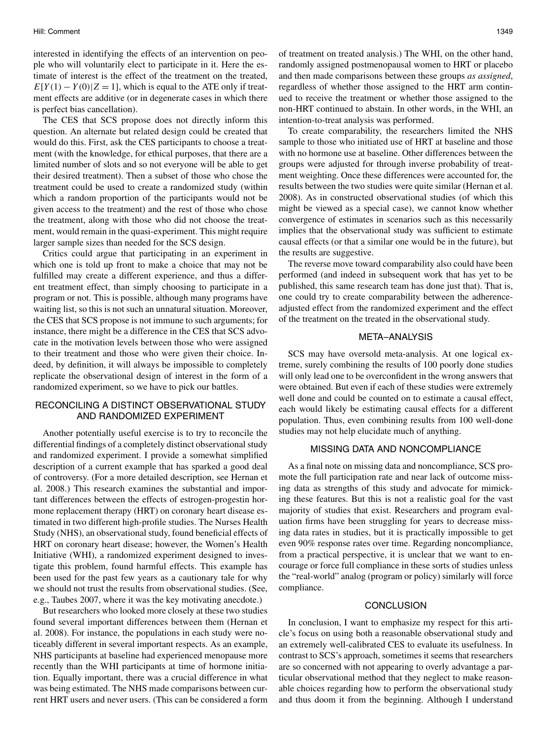interested in identifying the effects of an intervention on people who will voluntarily elect to participate in it. Here the estimate of interest is the effect of the treatment on the treated, $E[Y(1) - Y(0)|Z = 1]$, which is equal to the ATE only if treatment effects are additive (or in degenerate cases in which there is perfect bias cancellation).

The CES that SCS propose does not directly inform this question. An alternate but related design could be created that would do this. First, ask the CES participants to choose a treatment (with the knowledge, for ethical purposes, that there are a limited number of slots and so not everyone will be able to get their desired treatment). Then a subset of those who chose the treatment could be used to create a randomized study (within which a random proportion of the participants would not be given access to the treatment) and the rest of those who chose the treatment, along with those who did not choose the treatment, would remain in the quasi-experiment. This might require larger sample sizes than needed for the SCS design.

Critics could argue that participating in an experiment in which one is told up front to make a choice that may not be fulfilled may create a different experience, and thus a different treatment effect, than simply choosing to participate in a program or not. This is possible, although many programs have waiting list, so this is not such an unnatural situation. Moreover, the CES that SCS propose is not immune to such arguments; for instance, there might be a difference in the CES that SCS advocate in the motivation levels between those who were assigned to their treatment and those who were given their choice. Indeed, by definition, it will always be impossible to completely replicate the observational design of interest in the form of a randomized experiment, so we have to pick our battles.

## RECONCILING A DISTINCT OBSERVATIONAL STUDY AND RANDOMIZED EXPERIMENT

Another potentially useful exercise is to try to reconcile the differential findings of a completely distinct observational study and randomized experiment. I provide a somewhat simplified description of a current example that has sparked a good deal of controversy. (For a more detailed description, see Hernan et al. 2008.) This research examines the substantial and important differences between the effects of estrogen-progestin hormone replacement therapy (HRT) on coronary heart disease estimated in two different high-profile studies. The Nurses Health Study (NHS), an observational study, found beneficial effects of HRT on coronary heart disease; however, the Women's Health Initiative (WHI), a randomized experiment designed to investigate this problem, found harmful effects. This example has been used for the past few years as a cautionary tale for why we should not trust the results from observational studies. (See, e.g., Taubes 2007, where it was the key motivating anecdote.)

But researchers who looked more closely at these two studies found several important differences between them (Hernan et al. 2008). For instance, the populations in each study were noticeably different in several important respects. As an example, NHS participants at baseline had experienced menopause more recently than the WHI participants at time of hormone initiation. Equally important, there was a crucial difference in what was being estimated. The NHS made comparisons between current HRT users and never users. (This can be considered a form of treatment on treated analysis.) The WHI, on the other hand, randomly assigned postmenopausal women to HRT or placebo and then made comparisons between these groups *as assigned*, regardless of whether those assigned to the HRT arm continued to receive the treatment or whether those assigned to the non-HRT continued to abstain. In other words, in the WHI, an intention-to-treat analysis was performed.

To create comparability, the researchers limited the NHS sample to those who initiated use of HRT at baseline and those with no hormone use at baseline. Other differences between the groups were adjusted for through inverse probability of treatment weighting. Once these differences were accounted for, the results between the two studies were quite similar (Hernan et al. 2008). As in constructed observational studies (of which this might be viewed as a special case), we cannot know whether convergence of estimates in scenarios such as this necessarily implies that the observational study was sufficient to estimate causal effects (or that a similar one would be in the future), but the results are suggestive.

The reverse move toward comparability also could have been performed (and indeed in subsequent work that has yet to be published, this same research team has done just that). That is, one could try to create comparability between the adherence-adjusted effect from the randomized experiment and the effect of the treatment on the treated in the observational study.

## META–ANALYSIS

SCS may have oversold meta-analysis. At one logical extreme, surely combining the results of 100 poorly done studies will only lead one to be overconfident in the wrong answers that were obtained. But even if each of these studies were extremely well done and could be counted on to estimate a causal effect, each would likely be estimating causal effects for a different population. Thus, even combining results from 100 well-done studies may not help elucidate much of anything.

## MISSING DATA AND NONCOMPLIANCE

As a final note on missing data and noncompliance, SCS promote the full participation rate and near lack of outcome missing data as strengths of this study and advocate for mimicking these features. But this is not a realistic goal for the vast majority of studies that exist. Researchers and program evaluation firms have been struggling for years to decrease missing data rates in studies, but it is practically impossible to get even 90% response rates over time. Regarding noncompliance, from a practical perspective, it is unclear that we want to encourage or force full compliance in these sorts of studies unless the "real-world" analog (program or policy) similarly will force compliance.

## CONCLUSION

In conclusion, I want to emphasize my respect for this article's focus on using both a reasonable observational study and an extremely well-calibrated CES to evaluate its usefulness. In contrast to SCS's approach, sometimes it seems that researchers are so concerned with not appearing to overly advantage a particular observational method that they neglect to make reasonable choices regarding how to perform the observational study and thus doom it from the beginning. Although I understand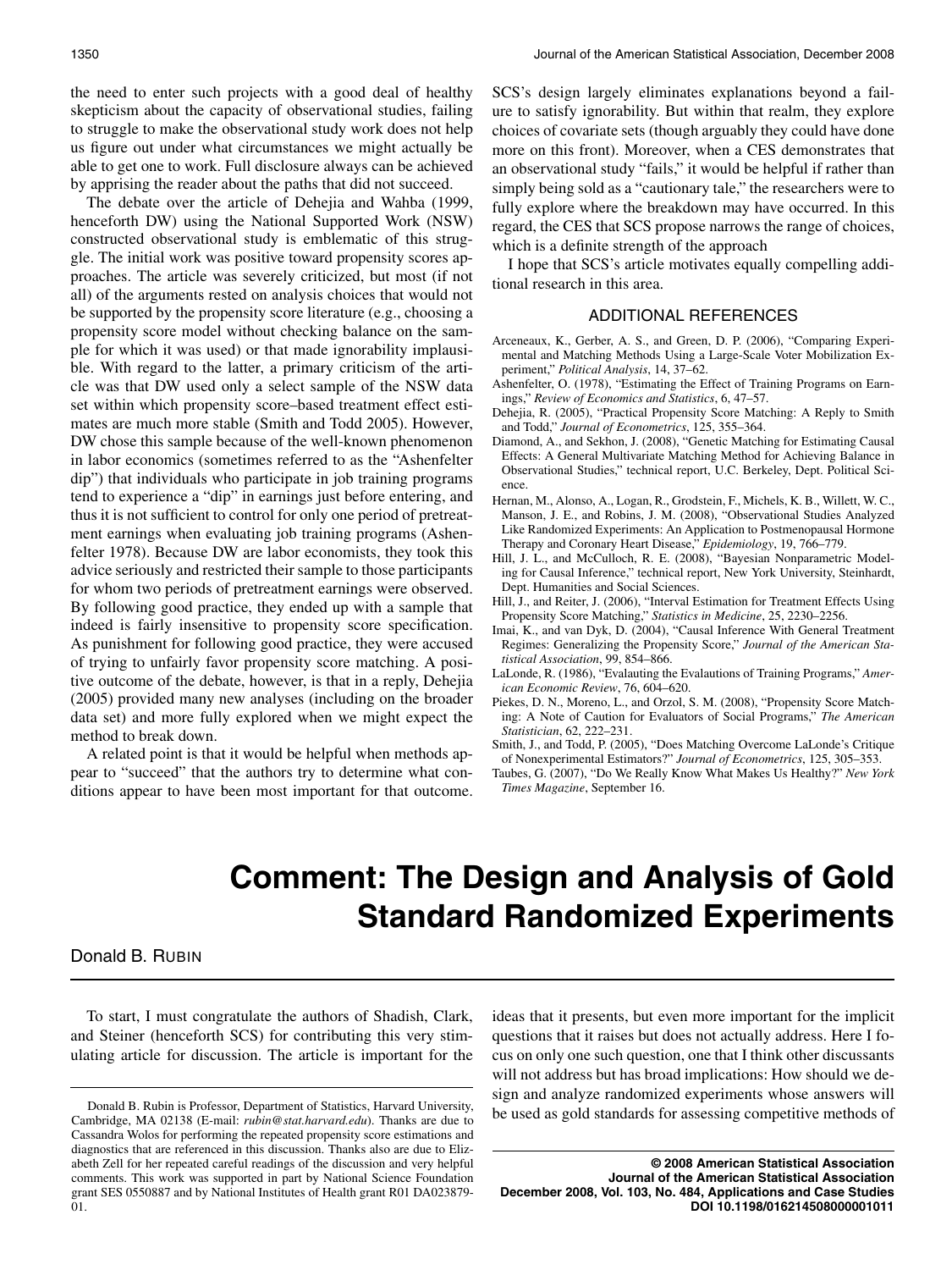the need to enter such projects with a good deal of healthy skepticism about the capacity of observational studies, failing to struggle to make the observational study work does not help us figure out under what circumstances we might actually be able to get one to work. Full disclosure always can be achieved by apprising the reader about the paths that did not succeed.

The debate over the article of Dehejia and Wahba (1999, henceforth DW) using the National Supported Work (NSW) constructed observational study is emblematic of this struggle. The initial work was positive toward propensity scores approaches. The article was severely criticized, but most (if not all) of the arguments rested on analysis choices that would not be supported by the propensity score literature (e.g., choosing a propensity score model without checking balance on the sample for which it was used) or that made ignorability implausible. With regard to the latter, a primary criticism of the article was that DW used only a select sample of the NSW data set within which propensity score–based treatment effect estimates are much more stable (Smith and Todd 2005). However, DW chose this sample because of the well-known phenomenon in labor economics (sometimes referred to as the "Ashenfelter dip") that individuals who participate in job training programs tend to experience a "dip" in earnings just before entering, and thus it is not sufficient to control for only one period of pretreatment earnings when evaluating job training programs (Ashenfelter 1978). Because DW are labor economists, they took this advice seriously and restricted their sample to those participants for whom two periods of pretreatment earnings were observed. By following good practice, they ended up with a sample that indeed is fairly insensitive to propensity score specification. As punishment for following good practice, they were accused of trying to unfairly favor propensity score matching. A positive outcome of the debate, however, is that in a reply, Dehejia (2005) provided many new analyses (including on the broader data set) and more fully explored when we might expect the method to break down.

A related point is that it would be helpful when methods appear to "succeed" that the authors try to determine what conditions appear to have been most important for that outcome. SCS's design largely eliminates explanations beyond a failure to satisfy ignorability. But within that realm, they explore choices of covariate sets (though arguably they could have done more on this front). Moreover, when a CES demonstrates that an observational study "fails," it would be helpful if rather than simply being sold as a "cautionary tale," the researchers were to fully explore where the breakdown may have occurred. In this regard, the CES that SCS propose narrows the range of choices, which is a definite strength of the approach

I hope that SCS's article motivates equally compelling additional research in this area.

## ADDITIONAL REFERENCES

Arceneaux, K., Gerber, A. S., and Green, D. P. (2006), "Comparing Experimental and Matching Methods Using a Large-Scale Voter Mobilization Experiment," *Political Analysis*, 14, 37–62.

Ashenfelter, O. (1978), "Estimating the Effect of Training Programs on Earnings," *Review of Economics and Statistics*, 6, 47–57.

Dehejia, R. (2005), "Practical Propensity Score Matching: A Reply to Smith and Todd," *Journal of Econometrics*, 125, 355–364.

Diamond, A., and Sekhon, J. (2008), "Genetic Matching for Estimating Causal Effects: A General Multivariate Matching Method for Achieving Balance in Observational Studies," technical report, U.C. Berkeley, Dept. Political Science.

Hernan, M., Alonso, A., Logan, R., Grodstein, F., Michels, K. B., Willett, W. C., Manson, J. E., and Robins, J. M. (2008), "Observational Studies Analyzed Like Randomized Experiments: An Application to Postmenopausal Hormone Therapy and Coronary Heart Disease," *Epidemiology*, 19, 766–779.

Hill, J. L., and McCulloch, R. E. (2008), "Bayesian Nonparametric Modeling for Causal Inference," technical report, New York University, Steinhardt, Dept. Humanities and Social Sciences.

Hill, J., and Reiter, J. (2006), "Interval Estimation for Treatment Effects Using Propensity Score Matching," *Statistics in Medicine*, 25, 2230–2256.

Imai, K., and van Dyk, D. (2004), "Causal Inference With General Treatment Regimes: Generalizing the Propensity Score," *Journal of the American Statistical Association*, 99, 854–866.

LaLonde, R. (1986), "Evalauting the Evalautions of Training Programs," *American Economic Review*, 76, 604–620.

Piekes, D. N., Moreno, L., and Orzol, S. M. (2008), "Propensity Score Matching: A Note of Caution for Evaluators of Social Programs," *The American Statistician*, 62, 222–231.

Smith, J., and Todd, P. (2005), "Does Matching Overcome LaLonde's Critique of Nonexperimental Estimators?" *Journal of Econometrics*, 125, 305–353.

Taubes, G. (2007), "Do We Really Know What Makes Us Healthy?" *New York Times Magazine*, September 16.

# Comment: The Design and Analysis of Gold Standard Randomized Experiments

Donald B. Rubin

To start, I must congratulate the authors of Shadish, Clark, and Steiner (henceforth SCS) for contributing this very stimulating article for discussion. The article is important for the ideas that it presents, but even more important for the implicit questions that it raises but does not actually address. Here I focus on only one such question, one that I think other discussants will not address but has broad implications: How should we design and analyze randomized experiments whose answers will be used as gold standards for assessing competitive methods of

Donald B. Rubin is Professor, Department of Statistics, Harvard University, Cambridge, MA 02138 (E-mail: *rubin@stat.harvard.edu*). Thanks are due to Cassandra Wolos for performing the repeated propensity score estimations and diagnostics that are referenced in this discussion. Thanks also are due to Elizabeth Zell for her repeated careful readings of the discussion and very helpful comments. This work was supported in part by National Science Foundation grant SES 0550887 and by National Institutes of Health grant R01 DA023879-01.

**© 2008 American Statistical Association**
**Journal of the American Statistical Association**
**December 2008, Vol. 103, No. 484, Applications and Case Studies**
**DOI 10.1198/016214508000001011**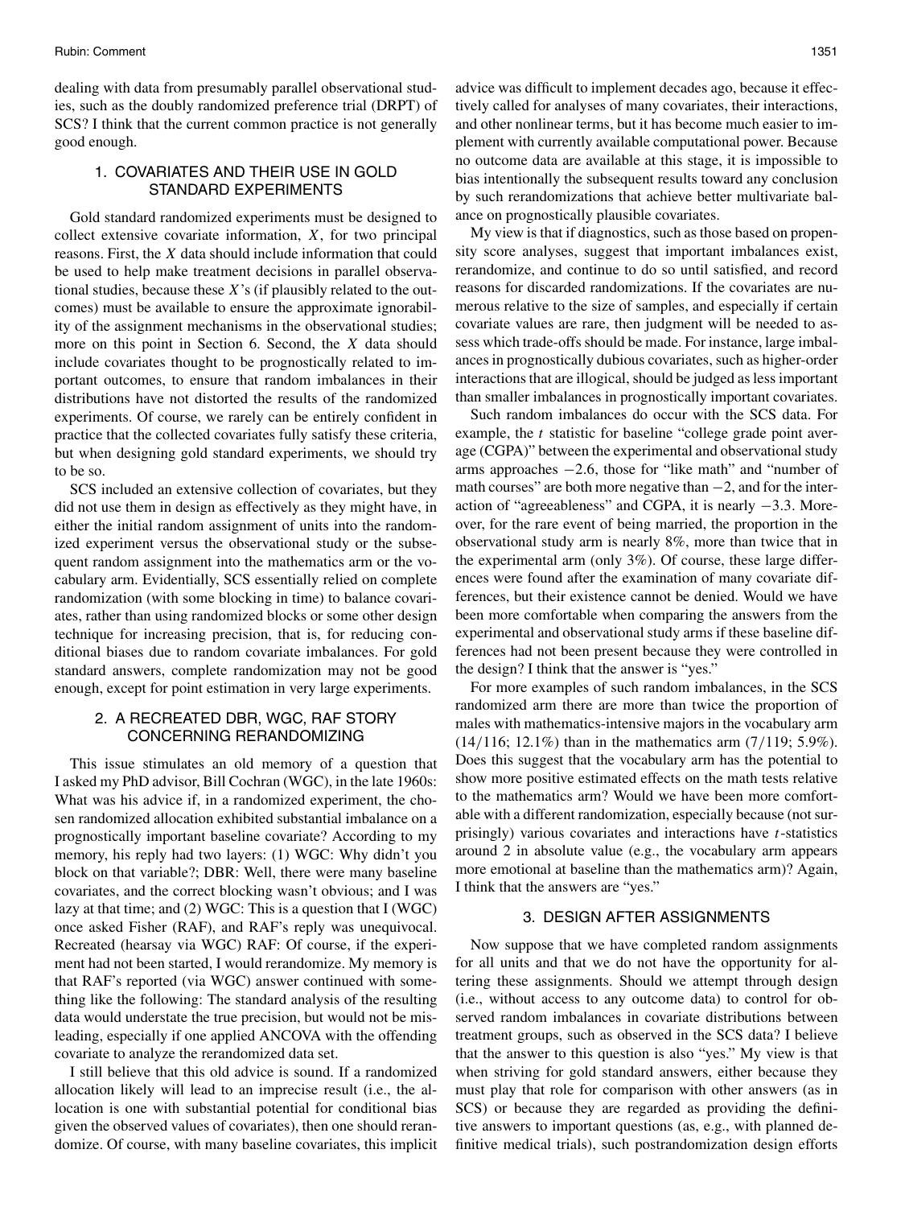dealing with data from presumably parallel observational studies, such as the doubly randomized preference trial (DRPT) of SCS? I think that the current common practice is not generally good enough.

## 1. COVARIATES AND THEIR USE IN GOLD STANDARD EXPERIMENTS

Gold standard randomized experiments must be designed to collect extensive covariate information, $X$, for two principal reasons. First, the $X$ data should include information that could be used to help make treatment decisions in parallel observational studies, because these $X$'s (if plausibly related to the outcomes) must be available to ensure the approximate ignorability of the assignment mechanisms in the observational studies; more on this point in Section 6. Second, the $X$ data should include covariates thought to be prognostically related to important outcomes, to ensure that random imbalances in their distributions have not distorted the results of the randomized experiments. Of course, we rarely can be entirely confident in practice that the collected covariates fully satisfy these criteria, but when designing gold standard experiments, we should try to be so.

SCS included an extensive collection of covariates, but they did not use them in design as effectively as they might have, in either the initial random assignment of units into the randomized experiment versus the observational study or the subsequent random assignment into the mathematics arm or the vocabulary arm. Evidentially, SCS essentially relied on complete randomization (with some blocking in time) to balance covariates, rather than using randomized blocks or some other design technique for increasing precision, that is, for reducing conditional biases due to random covariate imbalances. For gold standard answers, complete randomization may not be good enough, except for point estimation in very large experiments.

## 2. A RECREATED DBR, WGC, RAF STORY CONCERNING RERANDOMIZING

This issue stimulates an old memory of a question that I asked my PhD advisor, Bill Cochran (WGC), in the late 1960s: What was his advice if, in a randomized experiment, the chosen randomized allocation exhibited substantial imbalance on a prognostically important baseline covariate? According to my memory, his reply had two layers: (1) WGC: Why didn't you block on that variable?; DBR: Well, there were many baseline covariates, and the correct blocking wasn't obvious; and I was lazy at that time; and (2) WGC: This is a question that I (WGC) once asked Fisher (RAF), and RAF's reply was unequivocal. Recreated (hearsay via WGC) RAF: Of course, if the experiment had not been started, I would rerandomize. My memory is that RAF's reported (via WGC) answer continued with something like the following: The standard analysis of the resulting data would understate the true precision, but would not be misleading, especially if one applied ANCOVA with the offending covariate to analyze the rerandomized data set.

I still believe that this old advice is sound. If a randomized allocation likely will lead to an imprecise result (i.e., the allocation is one with substantial potential for conditional bias given the observed values of covariates), then one should rerandomize. Of course, with many baseline covariates, this implicit advice was difficult to implement decades ago, because it effectively called for analyses of many covariates, their interactions, and other nonlinear terms, but it has become much easier to implement with currently available computational power. Because no outcome data are available at this stage, it is impossible to bias intentionally the subsequent results toward any conclusion by such rerandomizations that achieve better multivariate balance on prognostically plausible covariates.

My view is that if diagnostics, such as those based on propensity score analyses, suggest that important imbalances exist, rerandomize, and continue to do so until satisfied, and record reasons for discarded randomizations. If the covariates are numerous relative to the size of samples, and especially if certain covariate values are rare, then judgment will be needed to assess which trade-offs should be made. For instance, large imbalances in prognostically dubious covariates, such as higher-order interactions that are illogical, should be judged as less important than smaller imbalances in prognostically important covariates.

Such random imbalances do occur with the SCS data. For example, the $t$ statistic for baseline "college grade point average (CGPA)" between the experimental and observational study arms approaches $-2.6$, those for "like math" and "number of math courses" are both more negative than $-2$, and for the interaction of "agreeableness" and CGPA, it is nearly $-3.3$. Moreover, for the rare event of being married, the proportion in the observational study arm is nearly 8%, more than twice that in the experimental arm (only 3%). Of course, these large differences were found after the examination of many covariate differences, but their existence cannot be denied. Would we have been more comfortable when comparing the answers from the experimental and observational study arms if these baseline differences had not been present because they were controlled in the design? I think that the answer is "yes."

For more examples of such random imbalances, in the SCS randomized arm there are more than twice the proportion of males with mathematics-intensive majors in the vocabulary arm (14/116; 12.1%) than in the mathematics arm (7/119; 5.9%). Does this suggest that the vocabulary arm has the potential to show more positive estimated effects on the math tests relative to the mathematics arm? Would we have been more comfortable with a different randomization, especially because (not surprisingly) various covariates and interactions have $t$-statistics around 2 in absolute value (e.g., the vocabulary arm appears more emotional at baseline than the mathematics arm)? Again, I think that the answers are "yes."

## 3. DESIGN AFTER ASSIGNMENTS

Now suppose that we have completed random assignments for all units and that we do not have the opportunity for altering these assignments. Should we attempt through design (i.e., without access to any outcome data) to control for observed random imbalances in covariate distributions between treatment groups, such as observed in the SCS data? I believe that the answer to this question is also "yes." My view is that when striving for gold standard answers, either because they must play that role for comparison with other answers (as in SCS) or because they are regarded as providing the definitive answers to important questions (as, e.g., with planned definitive medical trials), such postrandomization design efforts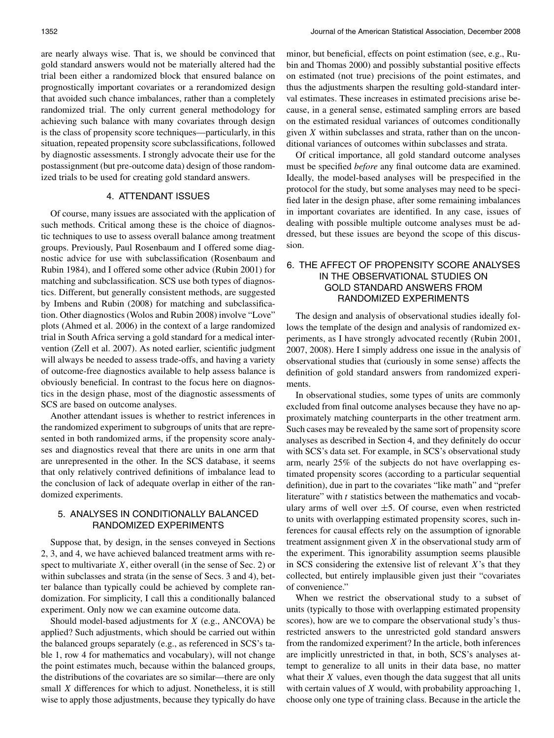are nearly always wise. That is, we should be convinced that gold standard answers would not be materially altered had the trial been either a randomized block that ensured balance on prognostically important covariates or a rerandomized design that avoided such chance imbalances, rather than a completely randomized trial. The only current general methodology for achieving such balance with many covariates through design is the class of propensity score techniques—particularly, in this situation, repeated propensity score subclassifications, followed by diagnostic assessments. I strongly advocate their use for the postassignment (but pre-outcome data) design of those randomized trials to be used for creating gold standard answers.

## 4. ATTENDANT ISSUES

Of course, many issues are associated with the application of such methods. Critical among these is the choice of diagnostic techniques to use to assess overall balance among treatment groups. Previously, Paul Rosenbaum and I offered some diagnostic advice for use with subclassification (Rosenbaum and Rubin 1984), and I offered some other advice (Rubin 2001) for matching and subclassification. SCS use both types of diagnostics. Different, but generally consistent methods, are suggested by Imbens and Rubin (2008) for matching and subclassification. Other diagnostics (Wolos and Rubin 2008) involve "Love" plots (Ahmed et al. 2006) in the context of a large randomized trial in South Africa serving a gold standard for a medical intervention (Zell et al. 2007). As noted earlier, scientific judgment will always be needed to assess trade-offs, and having a variety of outcome-free diagnostics available to help assess balance is obviously beneficial. In contrast to the focus here on diagnostics in the design phase, most of the diagnostic assessments of SCS are based on outcome analyses.

Another attendant issues is whether to restrict inferences in the randomized experiment to subgroups of units that are represented in both randomized arms, if the propensity score analyses and diagnostics reveal that there are units in one arm that are unrepresented in the other. In the SCS database, it seems that only relatively contrived definitions of imbalance lead to the conclusion of lack of adequate overlap in either of the randomized experiments.

## 5. ANALYSES IN CONDITIONALLY BALANCED RANDOMIZED EXPERIMENTS

Suppose that, by design, in the senses conveyed in Sections 2, 3, and 4, we have achieved balanced treatment arms with respect to multivariate $X$, either overall (in the sense of Sec. 2) or within subclasses and strata (in the sense of Secs. 3 and 4), better balance than typically could be achieved by complete randomization. For simplicity, I call this a conditionally balanced experiment. Only now we can examine outcome data.

Should model-based adjustments for $X$ (e.g., ANCOVA) be applied? Such adjustments, which should be carried out within the balanced groups separately (e.g., as referenced in SCS's table 1, row 4 for mathematics and vocabulary), will not change the point estimates much, because within the balanced groups, the distributions of the covariates are so similar—there are only small $X$ differences for which to adjust. Nonetheless, it is still wise to apply those adjustments, because they typically do have minor, but beneficial, effects on point estimation (see, e.g., Rubin and Thomas 2000) and possibly substantial positive effects on estimated (not true) precisions of the point estimates, and thus the adjustments sharpen the resulting gold-standard interval estimates. These increases in estimated precisions arise because, in a general sense, estimated sampling errors are based on the estimated residual variances of outcomes conditionally given $X$ within subclasses and strata, rather than on the unconditional variances of outcomes within subclasses and strata.

Of critical importance, all gold standard outcome analyses must be specified *before* any final outcome data are examined. Ideally, the model-based analyses will be prespecified in the protocol for the study, but some analyses may need to be specified later in the design phase, after some remaining imbalances in important covariates are identified. In any case, issues of dealing with possible multiple outcome analyses must be addressed, but these issues are beyond the scope of this discussion.

## 6. THE AFFECT OF PROPENSITY SCORE ANALYSES IN THE OBSERVATIONAL STUDIES ON GOLD STANDARD ANSWERS FROM RANDOMIZED EXPERIMENTS

The design and analysis of observational studies ideally follows the template of the design and analysis of randomized experiments, as I have strongly advocated recently (Rubin 2001, 2007, 2008). Here I simply address one issue in the analysis of observational studies that (curiously in some sense) affects the definition of gold standard answers from randomized experiments.

In observational studies, some types of units are commonly excluded from final outcome analyses because they have no approximately matching counterparts in the other treatment arm. Such cases may be revealed by the same sort of propensity score analyses as described in Section 4, and they definitely do occur with SCS's data set. For example, in SCS's observational study arm, nearly 25% of the subjects do not have overlapping estimated propensity scores (according to a particular sequential definition), due in part to the covariates "like math" and "prefer literature" with $t$ statistics between the mathematics and vocabulary arms of well over $\pm 5$. Of course, even when restricted to units with overlapping estimated propensity scores, such inferences for causal effects rely on the assumption of ignorable treatment assignment given $X$ in the observational study arm of the experiment. This ignorability assumption seems plausible in SCS considering the extensive list of relevant $X$'s that they collected, but entirely implausible given just their "covariates of convenience."

When we restrict the observational study to a subset of units (typically to those with overlapping estimated propensity scores), how are we to compare the observational study's thus-restricted answers to the unrestricted gold standard answers from the randomized experiment? In the article, both inferences are implicitly unrestricted in that, in both, SCS's analyses attempt to generalize to all units in their data base, no matter what their $X$ values, even though the data suggest that all units with certain values of $X$ would, with probability approaching 1, choose only one type of training class. Because in the article the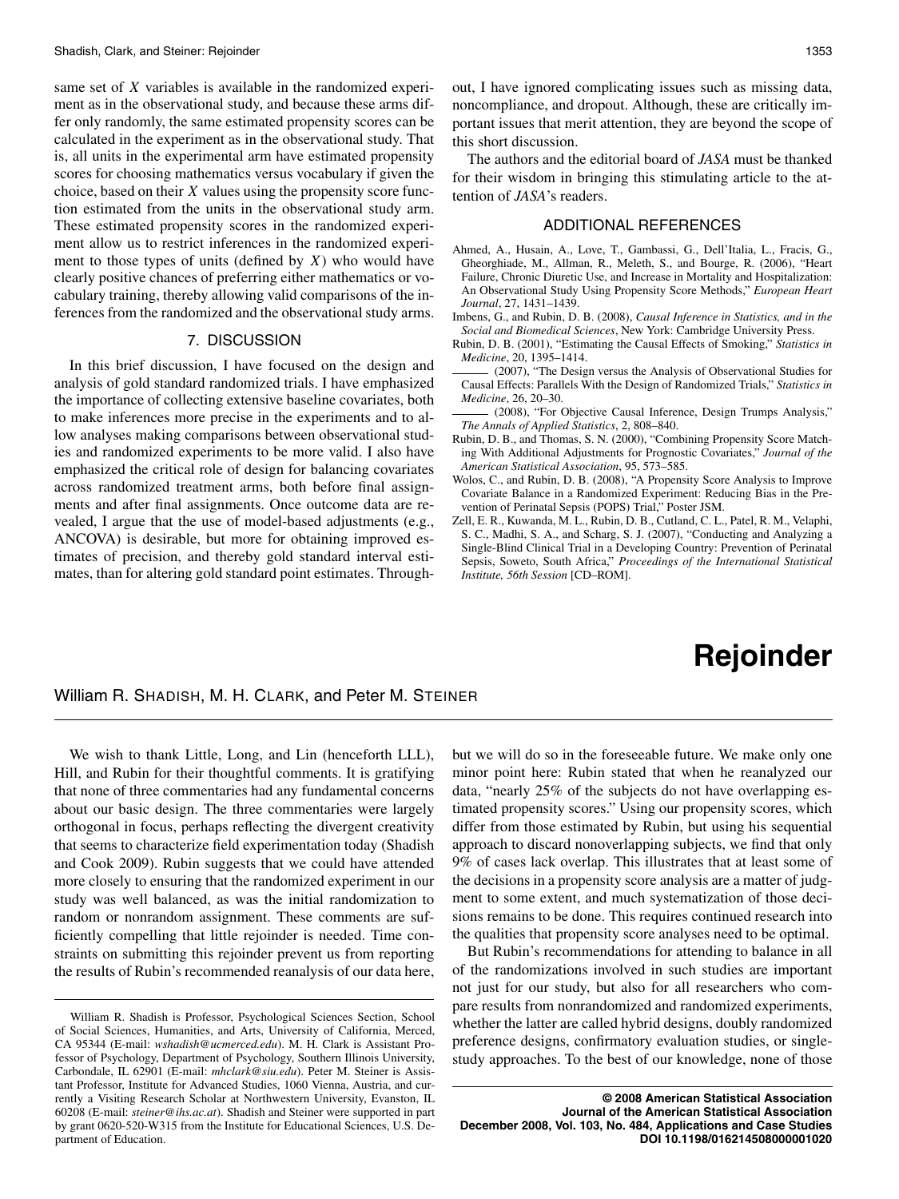same set of $X$ variables is available in the randomized experiment as in the observational study, and because these arms differ only randomly, the same estimated propensity scores can be calculated in the experiment as in the observational study. That is, all units in the experimental arm have estimated propensity scores for choosing mathematics versus vocabulary if given the choice, based on their $X$ values using the propensity score function estimated from the units in the observational study arm. These estimated propensity scores in the randomized experiment allow us to restrict inferences in the randomized experiment to those types of units (defined by $X$) who would have clearly positive chances of preferring either mathematics or vocabulary training, thereby allowing valid comparisons of the inferences from the randomized and the observational study arms.

## 7. DISCUSSION

In this brief discussion, I have focused on the design and analysis of gold standard randomized trials. I have emphasized the importance of collecting extensive baseline covariates, both to make inferences more precise in the experiments and to allow analyses making comparisons between observational studies and randomized experiments to be more valid. I also have emphasized the critical role of design for balancing covariates across randomized treatment arms, both before final assignments and after final assignments. Once outcome data are revealed, I argue that the use of model-based adjustments (e.g., ANCOVA) is desirable, but more for obtaining improved estimates of precision, and thereby gold standard interval estimates, than for altering gold standard point estimates. Throughout, I have ignored complicating issues such as missing data, noncompliance, and dropout. Although, these are critically important issues that merit attention, they are beyond the scope of this short discussion.

The authors and the editorial board of *JASA* must be thanked for their wisdom in bringing this stimulating article to the attention of *JASA*'s readers.

## ADDITIONAL REFERENCES

Ahmed, A., Husain, A., Love, T., Gambassi, G., Dell'Italia, L., Fracis, G., Gheorghiade, M., Allman, R., Meleth, S., and Bourge, R. (2006), "Heart Failure, Chronic Diuretic Use, and Increase in Mortality and Hospitalization: An Observational Study Using Propensity Score Methods," *European Heart Journal*, 27, 1431–1439.

Imbens, G., and Rubin, D. B. (2008), *Causal Inference in Statistics, and in the Social and Biomedical Sciences*, New York: Cambridge University Press.

Rubin, D. B. (2001), "Estimating the Causal Effects of Smoking," *Statistics in Medicine*, 20, 1395–1414.

——— (2007), "The Design versus the Analysis of Observational Studies for Causal Effects: Parallels With the Design of Randomized Trials," *Statistics in Medicine*, 26, 20–30.

——— (2008), "For Objective Causal Inference, Design Trumps Analysis," *The Annals of Applied Statistics*, 2, 808–840.

Rubin, D. B., and Thomas, S. N. (2000), "Combining Propensity Score Matching With Additional Adjustments for Prognostic Covariates," *Journal of the American Statistical Association*, 95, 573–585.

Wolos, C., and Rubin, D. B. (2008), "A Propensity Score Analysis to Improve Covariate Balance in a Randomized Experiment: Reducing Bias in the Prevention of Perinatal Sepsis (POPS) Trial," Poster JSM.

Zell, E. R., Kuwanda, M. L., Rubin, D. B., Cutland, C. L., Patel, R. M., Velaphi, S. C., Madhi, S. A., and Scharg, S. J. (2007), "Conducting and Analyzing a Single-Blind Clinical Trial in a Developing Country: Prevention of Perinatal Sepsis, Soweto, South Africa," *Proceedings of the International Statistical Institute, 56th Session* [CD–ROM].

# Rejoinder

William R. SHADISH, M. H. CLARK, and Peter M. STEINER

We wish to thank Little, Long, and Lin (henceforth LLL), Hill, and Rubin for their thoughtful comments. It is gratifying that none of three commentaries had any fundamental concerns about our basic design. The three commentaries were largely orthogonal in focus, perhaps reflecting the divergent creativity that seems to characterize field experimentation today (Shadish and Cook 2009). Rubin suggests that we could have attended more closely to ensuring that the randomized experiment in our study was well balanced, as was the initial randomization to random or nonrandom assignment. These comments are sufficiently compelling that little rejoinder is needed. Time constraints on submitting this rejoinder prevent us from reporting the results of Rubin's recommended reanalysis of our data here, but we will do so in the foreseeable future. We make only one minor point here: Rubin stated that when he reanalyzed our data, "nearly 25% of the subjects do not have overlapping estimated propensity scores." Using our propensity scores, which differ from those estimated by Rubin, but using his sequential approach to discard nonoverlapping subjects, we find that only 9% of cases lack overlap. This illustrates that at least some of the decisions in a propensity score analysis are a matter of judgment to some extent, and much systematization of those decisions remains to be done. This requires continued research into the qualities that propensity score analyses need to be optimal.

But Rubin's recommendations for attending to balance in all of the randomizations involved in such studies are important not just for our study, but also for all researchers who compare results from nonrandomized and randomized experiments, whether the latter are called hybrid designs, doubly randomized preference designs, confirmatory evaluation studies, or single-study approaches. To the best of our knowledge, none of those

William R. Shadish is Professor, Psychological Sciences Section, School of Social Sciences, Humanities, and Arts, University of California, Merced, CA 95344 (E-mail: *wshadish@ucmerced.edu*). M. H. Clark is Assistant Professor of Psychology, Department of Psychology, Southern Illinois University, Carbondale, IL 62901 (E-mail: *mhclark@siu.edu*). Peter M. Steiner is Assistant Professor, Institute for Advanced Studies, 1060 Vienna, Austria, and currently a Visiting Research Scholar at Northwestern University, Evanston, IL 60208 (E-mail: *steiner@ihs.ac.at*). Shadish and Steiner were supported in part by grant 0620-520-W315 from the Institute for Educational Sciences, U.S. Department of Education.

© 2008 American Statistical Association
Journal of the American Statistical Association
December 2008, Vol. 103, No. 484, Applications and Case Studies
DOI 10.1198/016214508000001020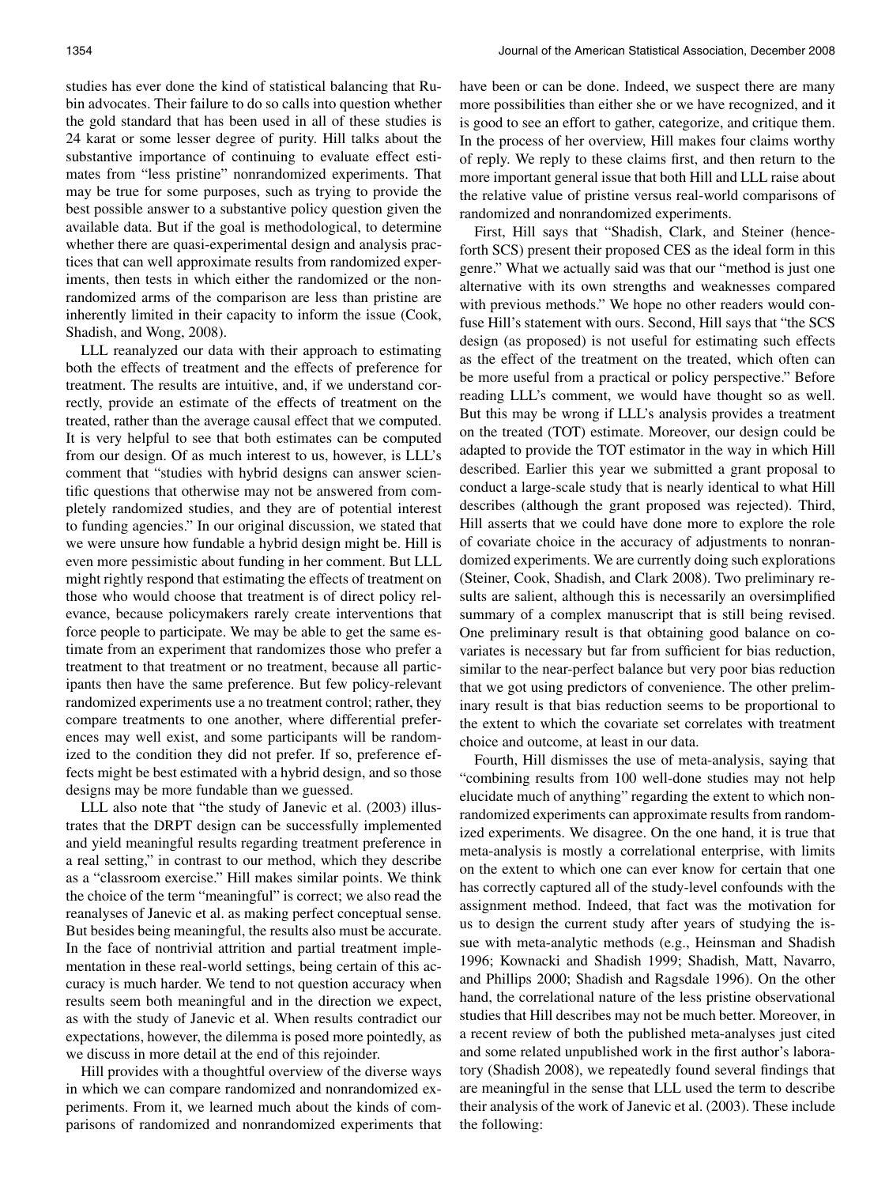studies has ever done the kind of statistical balancing that Rubin advocates. Their failure to do so calls into question whether the gold standard that has been used in all of these studies is 24 karat or some lesser degree of purity. Hill talks about the substantive importance of continuing to evaluate effect estimates from "less pristine" nonrandomized experiments. That may be true for some purposes, such as trying to provide the best possible answer to a substantive policy question given the available data. But if the goal is methodological, to determine whether there are quasi-experimental design and analysis practices that can well approximate results from randomized experiments, then tests in which either the randomized or the nonrandomized arms of the comparison are less than pristine are inherently limited in their capacity to inform the issue (Cook, Shadish, and Wong, 2008).

LLL reanalyzed our data with their approach to estimating both the effects of treatment and the effects of preference for treatment. The results are intuitive, and, if we understand correctly, provide an estimate of the effects of treatment on the treated, rather than the average causal effect that we computed. It is very helpful to see that both estimates can be computed from our design. Of as much interest to us, however, is LLL's comment that "studies with hybrid designs can answer scientific questions that otherwise may not be answered from completely randomized studies, and they are of potential interest to funding agencies." In our original discussion, we stated that we were unsure how fundable a hybrid design might be. Hill is even more pessimistic about funding in her comment. But LLL might rightly respond that estimating the effects of treatment on those who would choose that treatment is of direct policy relevance, because policymakers rarely create interventions that force people to participate. We may be able to get the same estimate from an experiment that randomizes those who prefer a treatment to that treatment or no treatment, because all participants then have the same preference. But few policy-relevant randomized experiments use a no treatment control; rather, they compare treatments to one another, where differential preferences may well exist, and some participants will be randomized to the condition they did not prefer. If so, preference effects might be best estimated with a hybrid design, and so those designs may be more fundable than we guessed.

LLL also note that "the study of Janevic et al. (2003) illustrates that the DRPT design can be successfully implemented and yield meaningful results regarding treatment preference in a real setting," in contrast to our method, which they describe as a "classroom exercise." Hill makes similar points. We think the choice of the term "meaningful" is correct; we also read the reanalyses of Janevic et al. as making perfect conceptual sense. But besides being meaningful, the results also must be accurate. In the face of nontrivial attrition and partial treatment implementation in these real-world settings, being certain of this accuracy is much harder. We tend to not question accuracy when results seem both meaningful and in the direction we expect, as with the study of Janevic et al. When results contradict our expectations, however, the dilemma is posed more pointedly, as we discuss in more detail at the end of this rejoinder.

Hill provides with a thoughtful overview of the diverse ways in which we can compare randomized and nonrandomized experiments. From it, we learned much about the kinds of comparisons of randomized and nonrandomized experiments that have been or can be done. Indeed, we suspect there are many more possibilities than either she or we have recognized, and it is good to see an effort to gather, categorize, and critique them. In the process of her overview, Hill makes four claims worthy of reply. We reply to these claims first, and then return to the more important general issue that both Hill and LLL raise about the relative value of pristine versus real-world comparisons of randomized and nonrandomized experiments.

First, Hill says that "Shadish, Clark, and Steiner (henceforth SCS) present their proposed CES as the ideal form in this genre." What we actually said was that our "method is just one alternative with its own strengths and weaknesses compared with previous methods." We hope no other readers would confuse Hill's statement with ours. Second, Hill says that "the SCS design (as proposed) is not useful for estimating such effects as the effect of the treatment on the treated, which often can be more useful from a practical or policy perspective." Before reading LLL's comment, we would have thought so as well. But this may be wrong if LLL's analysis provides a treatment on the treated (TOT) estimate. Moreover, our design could be adapted to provide the TOT estimator in the way in which Hill described. Earlier this year we submitted a grant proposal to conduct a large-scale study that is nearly identical to what Hill describes (although the grant proposed was rejected). Third, Hill asserts that we could have done more to explore the role of covariate choice in the accuracy of adjustments to nonrandomized experiments. We are currently doing such explorations (Steiner, Cook, Shadish, and Clark 2008). Two preliminary results are salient, although this is necessarily an oversimplified summary of a complex manuscript that is still being revised. One preliminary result is that obtaining good balance on covariates is necessary but far from sufficient for bias reduction, similar to the near-perfect balance but very poor bias reduction that we got using predictors of convenience. The other preliminary result is that bias reduction seems to be proportional to the extent to which the covariate set correlates with treatment choice and outcome, at least in our data.

Fourth, Hill dismisses the use of meta-analysis, saying that "combining results from 100 well-done studies may not help elucidate much of anything" regarding the extent to which nonrandomized experiments can approximate results from randomized experiments. We disagree. On the one hand, it is true that meta-analysis is mostly a correlational enterprise, with limits on the extent to which one can ever know for certain that one has correctly captured all of the study-level confounds with the assignment method. Indeed, that fact was the motivation for us to design the current study after years of studying the issue with meta-analytic methods (e.g., Heinsman and Shadish 1996; Kownacki and Shadish 1999; Shadish, Matt, Navarro, and Phillips 2000; Shadish and Ragsdale 1996). On the other hand, the correlational nature of the less pristine observational studies that Hill describes may not be much better. Moreover, in a recent review of both the published meta-analyses just cited and some related unpublished work in the first author's laboratory (Shadish 2008), we repeatedly found several findings that are meaningful in the sense that LLL used the term to describe their analysis of the work of Janevic et al. (2003). These include the following: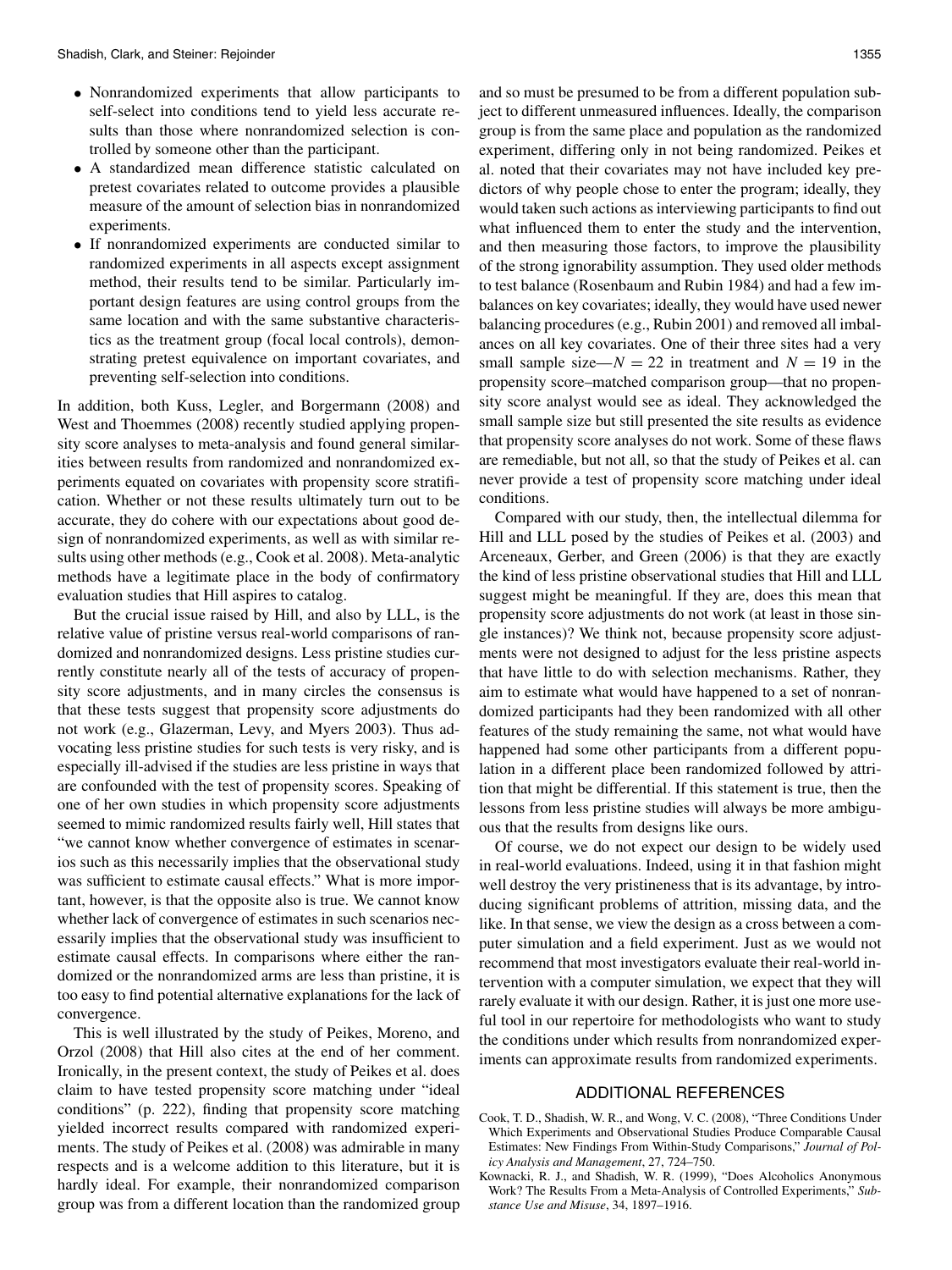- Nonrandomized experiments that allow participants to self-select into conditions tend to yield less accurate results than those where nonrandomized selection is controlled by someone other than the participant.
- A standardized mean difference statistic calculated on pretest covariates related to outcome provides a plausible measure of the amount of selection bias in nonrandomized experiments.
- If nonrandomized experiments are conducted similar to randomized experiments in all aspects except assignment method, their results tend to be similar. Particularly important design features are using control groups from the same location and with the same substantive characteristics as the treatment group (focal local controls), demonstrating pretest equivalence on important covariates, and preventing self-selection into conditions.

In addition, both Kuss, Legler, and Borgermann (2008) and West and Thoemmes (2008) recently studied applying propensity score analyses to meta-analysis and found general similarities between results from randomized and nonrandomized experiments equated on covariates with propensity score stratification. Whether or not these results ultimately turn out to be accurate, they do cohere with our expectations about good design of nonrandomized experiments, as well as with similar results using other methods (e.g., Cook et al. 2008). Meta-analytic methods have a legitimate place in the body of confirmatory evaluation studies that Hill aspires to catalog.

But the crucial issue raised by Hill, and also by LLL, is the relative value of pristine versus real-world comparisons of randomized and nonrandomized designs. Less pristine studies currently constitute nearly all of the tests of accuracy of propensity score adjustments, and in many circles the consensus is that these tests suggest that propensity score adjustments do not work (e.g., Glazerman, Levy, and Myers 2003). Thus advocating less pristine studies for such tests is very risky, and is especially ill-advised if the studies are less pristine in ways that are confounded with the test of propensity scores. Speaking of one of her own studies in which propensity score adjustments seemed to mimic randomized results fairly well, Hill states that "we cannot know whether convergence of estimates in scenarios such as this necessarily implies that the observational study was sufficient to estimate causal effects." What is more important, however, is that the opposite also is true. We cannot know whether lack of convergence of estimates in such scenarios necessarily implies that the observational study was insufficient to estimate causal effects. In comparisons where either the randomized or the nonrandomized arms are less than pristine, it is too easy to find potential alternative explanations for the lack of convergence.

This is well illustrated by the study of Peikes, Moreno, and Orzol (2008) that Hill also cites at the end of her comment. Ironically, in the present context, the study of Peikes et al. does claim to have tested propensity score matching under "ideal conditions" (p. 222), finding that propensity score matching yielded incorrect results compared with randomized experiments. The study of Peikes et al. (2008) was admirable in many respects and is a welcome addition to this literature, but it is hardly ideal. For example, their nonrandomized comparison group was from a different location than the randomized group and so must be presumed to be from a different population subject to different unmeasured influences. Ideally, the comparison group is from the same place and population as the randomized experiment, differing only in not being randomized. Peikes et al. noted that their covariates may not have included key predictors of why people chose to enter the program; ideally, they would taken such actions as interviewing participants to find out what influenced them to enter the study and the intervention, and then measuring those factors, to improve the plausibility of the strong ignorability assumption. They used older methods to test balance (Rosenbaum and Rubin 1984) and had a few imbalances on key covariates; ideally, they would have used newer balancing procedures (e.g., Rubin 2001) and removed all imbalances on all key covariates. One of their three sites had a very small sample size—$N = 22$ in treatment and $N = 19$ in the propensity score–matched comparison group—that no propensity score analyst would see as ideal. They acknowledged the small sample size but still presented the site results as evidence that propensity score analyses do not work. Some of these flaws are remediable, but not all, so that the study of Peikes et al. can never provide a test of propensity score matching under ideal conditions.

Compared with our study, then, the intellectual dilemma for Hill and LLL posed by the studies of Peikes et al. (2003) and Arceneaux, Gerber, and Green (2006) is that they are exactly the kind of less pristine observational studies that Hill and LLL suggest might be meaningful. If they are, does this mean that propensity score adjustments do not work (at least in those single instances)? We think not, because propensity score adjustments were not designed to adjust for the less pristine aspects that have little to do with selection mechanisms. Rather, they aim to estimate what would have happened to a set of nonrandomized participants had they been randomized with all other features of the study remaining the same, not what would have happened had some other participants from a different population in a different place been randomized followed by attrition that might be differential. If this statement is true, then the lessons from less pristine studies will always be more ambiguous that the results from designs like ours.

Of course, we do not expect our design to be widely used in real-world evaluations. Indeed, using it in that fashion might well destroy the very pristineness that is its advantage, by introducing significant problems of attrition, missing data, and the like. In that sense, we view the design as a cross between a computer simulation and a field experiment. Just as we would not recommend that most investigators evaluate their real-world intervention with a computer simulation, we expect that they will rarely evaluate it with our design. Rather, it is just one more useful tool in our repertoire for methodologists who want to study the conditions under which results from nonrandomized experiments can approximate results from randomized experiments.

## ADDITIONAL REFERENCES

Cook, T. D., Shadish, W. R., and Wong, V. C. (2008), "Three Conditions Under Which Experiments and Observational Studies Produce Comparable Causal Estimates: New Findings From Within-Study Comparisons," *Journal of Policy Analysis and Management*, 27, 724–750.

Kownacki, R. J., and Shadish, W. R. (1999), "Does Alcoholics Anonymous Work? The Results From a Meta-Analysis of Controlled Experiments," *Substance Use and Misuse*, 34, 1897–1916.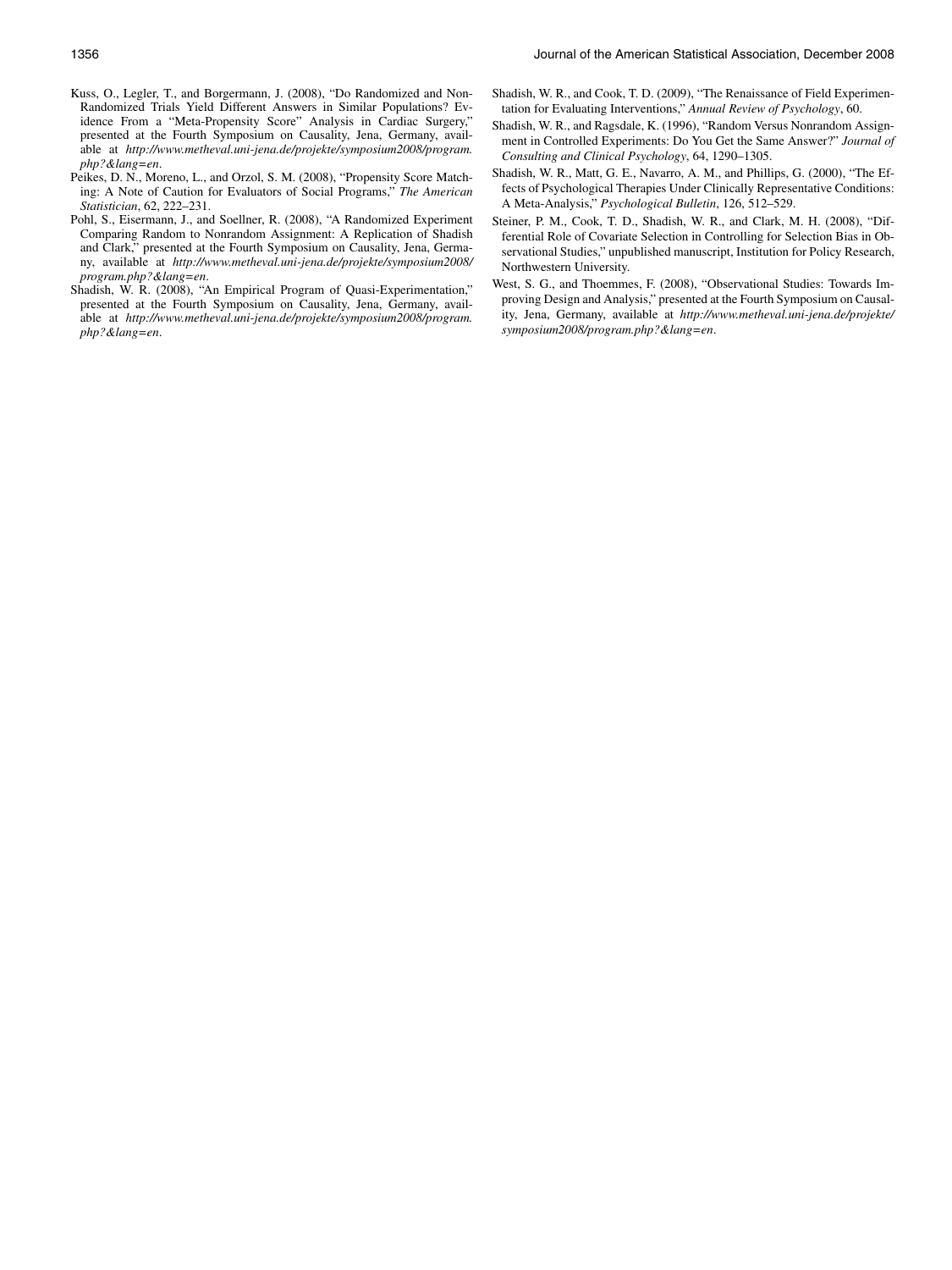Kuss, O., Legler, T., and Borgermann, J. (2008), "Do Randomized and Non-Randomized Trials Yield Different Answers in Similar Populations? Evidence From a "Meta-Propensity Score" Analysis in Cardiac Surgery," presented at the Fourth Symposium on Causality, Jena, Germany, available at *http://www.metheval.uni-jena.de/projekte/symposium2008/program.php?&lang=en*.

Peikes, D. N., Moreno, L., and Orzol, S. M. (2008), "Propensity Score Matching: A Note of Caution for Evaluators of Social Programs," *The American Statistician*, 62, 222–231.

Pohl, S., Eisermann, J., and Soellner, R. (2008), "A Randomized Experiment Comparing Random to Nonrandom Assignment: A Replication of Shadish and Clark," presented at the Fourth Symposium on Causality, Jena, Germany, available at *http://www.metheval.uni-jena.de/projekte/symposium2008/program.php?&lang=en*.

Shadish, W. R. (2008), "An Empirical Program of Quasi-Experimentation," presented at the Fourth Symposium on Causality, Jena, Germany, available at *http://www.metheval.uni-jena.de/projekte/symposium2008/program.php?&lang=en*.

Shadish, W. R., and Cook, T. D. (2009), "The Renaissance of Field Experimentation for Evaluating Interventions," *Annual Review of Psychology*, 60.

Shadish, W. R., and Ragsdale, K. (1996), "Random Versus Nonrandom Assignment in Controlled Experiments: Do You Get the Same Answer?" *Journal of Consulting and Clinical Psychology*, 64, 1290–1305.

Shadish, W. R., Matt, G. E., Navarro, A. M., and Phillips, G. (2000), "The Effects of Psychological Therapies Under Clinically Representative Conditions: A Meta-Analysis," *Psychological Bulletin*, 126, 512–529.

Steiner, P. M., Cook, T. D., Shadish, W. R., and Clark, M. H. (2008), "Differential Role of Covariate Selection in Controlling for Selection Bias in Observational Studies," unpublished manuscript, Institution for Policy Research, Northwestern University.

West, S. G., and Thoemmes, F. (2008), "Observational Studies: Towards Improving Design and Analysis," presented at the Fourth Symposium on Causality, Jena, Germany, available at *http://www.metheval.uni-jena.de/projekte/symposium2008/program.php?&lang=en*.